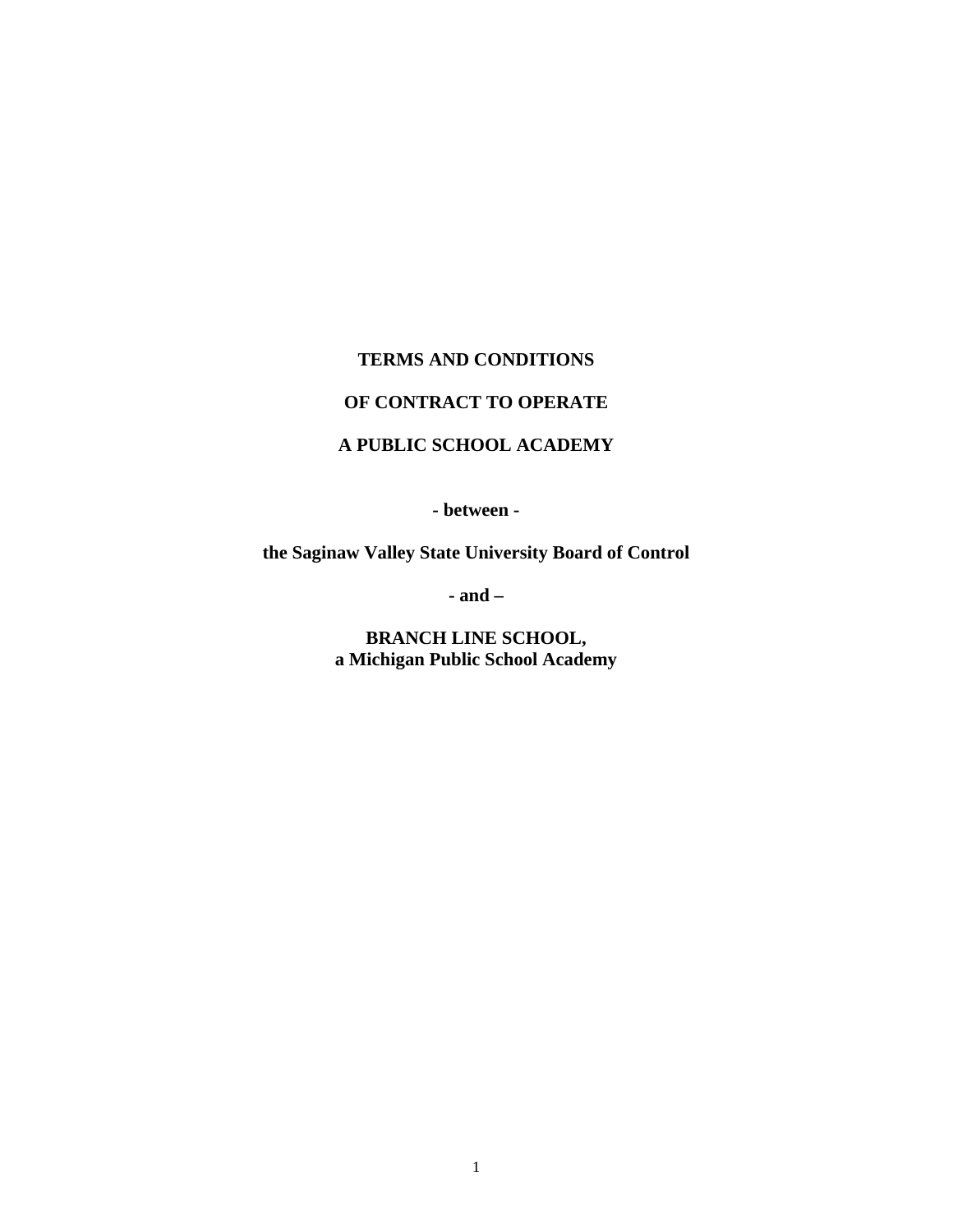**TERMS AND CONDITIONS**

**OF CONTRACT TO OPERATE**

**A PUBLIC SCHOOL ACADEMY**

**- between -**

**the Saginaw Valley State University Board of Control**

**- and –**

**BRANCH LINE SCHOOL,**
**a Michigan Public School Academy**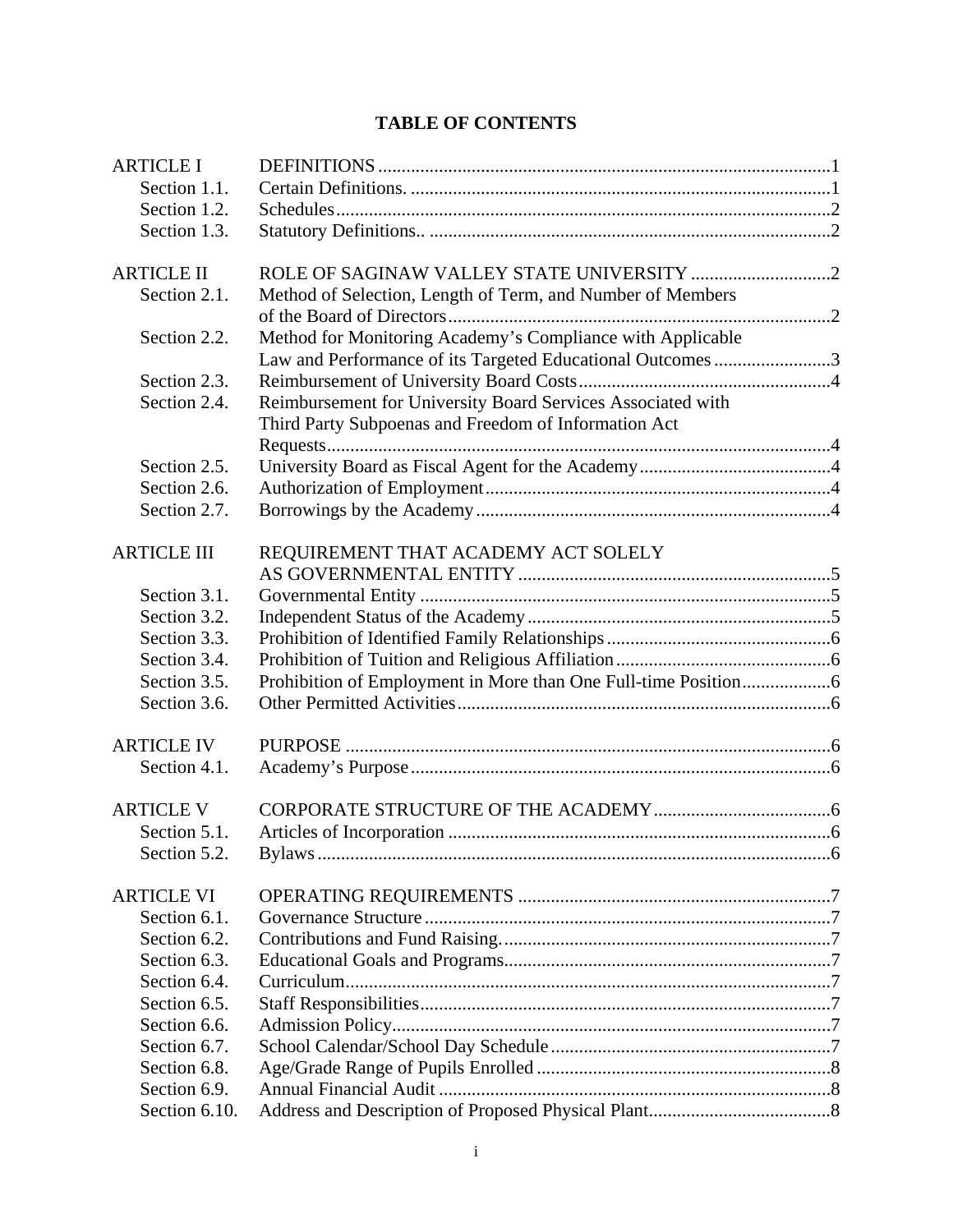# TABLE OF CONTENTS

| | | |
|---|---|---|
| ARTICLE I | DEFINITIONS | 1 |
| Section 1.1. | Certain Definitions. | 1 |
| Section 1.2. | Schedules | 2 |
| Section 1.3. | Statutory Definitions.. | 2 |
| ARTICLE II | ROLE OF SAGINAW VALLEY STATE UNIVERSITY | 2 |
| Section 2.1. | Method of Selection, Length of Term, and Number of Members of the Board of Directors | 2 |
| Section 2.2. | Method for Monitoring Academy's Compliance with Applicable Law and Performance of its Targeted Educational Outcomes | 3 |
| Section 2.3. | Reimbursement of University Board Costs | 4 |
| Section 2.4. | Reimbursement for University Board Services Associated with Third Party Subpoenas and Freedom of Information Act Requests | 4 |
| Section 2.5. | University Board as Fiscal Agent for the Academy | 4 |
| Section 2.6. | Authorization of Employment | 4 |
| Section 2.7. | Borrowings by the Academy | 4 |
| ARTICLE III | REQUIREMENT THAT ACADEMY ACT SOLELY AS GOVERNMENTAL ENTITY | 5 |
| Section 3.1. | Governmental Entity | 5 |
| Section 3.2. | Independent Status of the Academy | 5 |
| Section 3.3. | Prohibition of Identified Family Relationships | 6 |
| Section 3.4. | Prohibition of Tuition and Religious Affiliation | 6 |
| Section 3.5. | Prohibition of Employment in More than One Full-time Position | 6 |
| Section 3.6. | Other Permitted Activities | 6 |
| ARTICLE IV | PURPOSE | 6 |
| Section 4.1. | Academy's Purpose | 6 |
| ARTICLE V | CORPORATE STRUCTURE OF THE ACADEMY | 6 |
| Section 5.1. | Articles of Incorporation | 6 |
| Section 5.2. | Bylaws | 6 |
| ARTICLE VI | OPERATING REQUIREMENTS | 7 |
| Section 6.1. | Governance Structure | 7 |
| Section 6.2. | Contributions and Fund Raising. | 7 |
| Section 6.3. | Educational Goals and Programs | 7 |
| Section 6.4. | Curriculum | 7 |
| Section 6.5. | Staff Responsibilities | 7 |
| Section 6.6. | Admission Policy | 7 |
| Section 6.7. | School Calendar/School Day Schedule | 7 |
| Section 6.8. | Age/Grade Range of Pupils Enrolled | 8 |
| Section 6.9. | Annual Financial Audit | 8 |
| Section 6.10. | Address and Description of Proposed Physical Plant | 8 |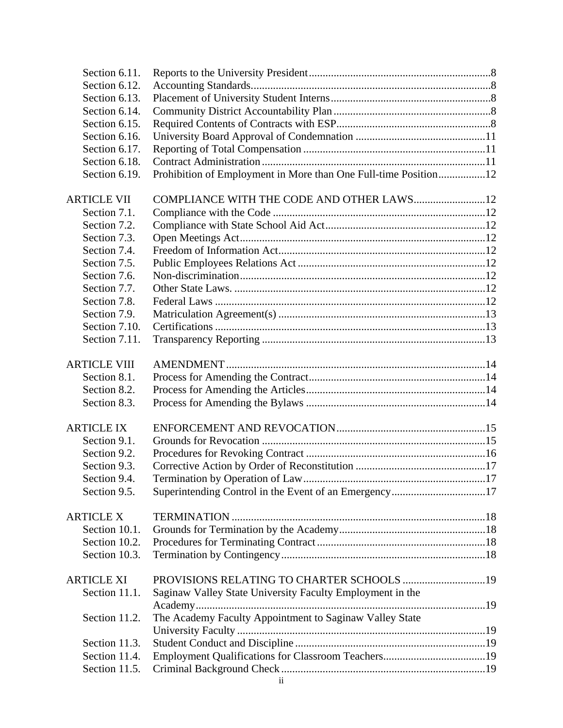| | | |
|---|---|---|
| Section 6.11. | Reports to the University President | 8 |
| Section 6.12. | Accounting Standards | 8 |
| Section 6.13. | Placement of University Student Interns | 8 |
| Section 6.14. | Community District Accountability Plan | 8 |
| Section 6.15. | Required Contents of Contracts with ESP | 8 |
| Section 6.16. | University Board Approval of Condemnation | 11 |
| Section 6.17. | Reporting of Total Compensation | 11 |
| Section 6.18. | Contract Administration | 11 |
| Section 6.19. | Prohibition of Employment in More than One Full-time Position | 12 |
| ARTICLE VII | COMPLIANCE WITH THE CODE AND OTHER LAWS | 12 |
| Section 7.1. | Compliance with the Code | 12 |
| Section 7.2. | Compliance with State School Aid Act | 12 |
| Section 7.3. | Open Meetings Act | 12 |
| Section 7.4. | Freedom of Information Act | 12 |
| Section 7.5. | Public Employees Relations Act | 12 |
| Section 7.6. | Non-discrimination | 12 |
| Section 7.7. | Other State Laws. | 12 |
| Section 7.8. | Federal Laws | 12 |
| Section 7.9. | Matriculation Agreement(s) | 13 |
| Section 7.10. | Certifications | 13 |
| Section 7.11. | Transparency Reporting | 13 |
| ARTICLE VIII | AMENDMENT | 14 |
| Section 8.1. | Process for Amending the Contract | 14 |
| Section 8.2. | Process for Amending the Articles | 14 |
| Section 8.3. | Process for Amending the Bylaws | 14 |
| ARTICLE IX | ENFORCEMENT AND REVOCATION | 15 |
| Section 9.1. | Grounds for Revocation | 15 |
| Section 9.2. | Procedures for Revoking Contract | 16 |
| Section 9.3. | Corrective Action by Order of Reconstitution | 17 |
| Section 9.4. | Termination by Operation of Law | 17 |
| Section 9.5. | Superintending Control in the Event of an Emergency | 17 |
| ARTICLE X | TERMINATION | 18 |
| Section 10.1. | Grounds for Termination by the Academy | 18 |
| Section 10.2. | Procedures for Terminating Contract | 18 |
| Section 10.3. | Termination by Contingency | 18 |
| ARTICLE XI | PROVISIONS RELATING TO CHARTER SCHOOLS | 19 |
| Section 11.1. | Saginaw Valley State University Faculty Employment in the Academy | 19 |
| Section 11.2. | The Academy Faculty Appointment to Saginaw Valley State University Faculty | 19 |
| Section 11.3. | Student Conduct and Discipline | 19 |
| Section 11.4. | Employment Qualifications for Classroom Teachers | 19 |
| Section 11.5. | Criminal Background Check | 19 |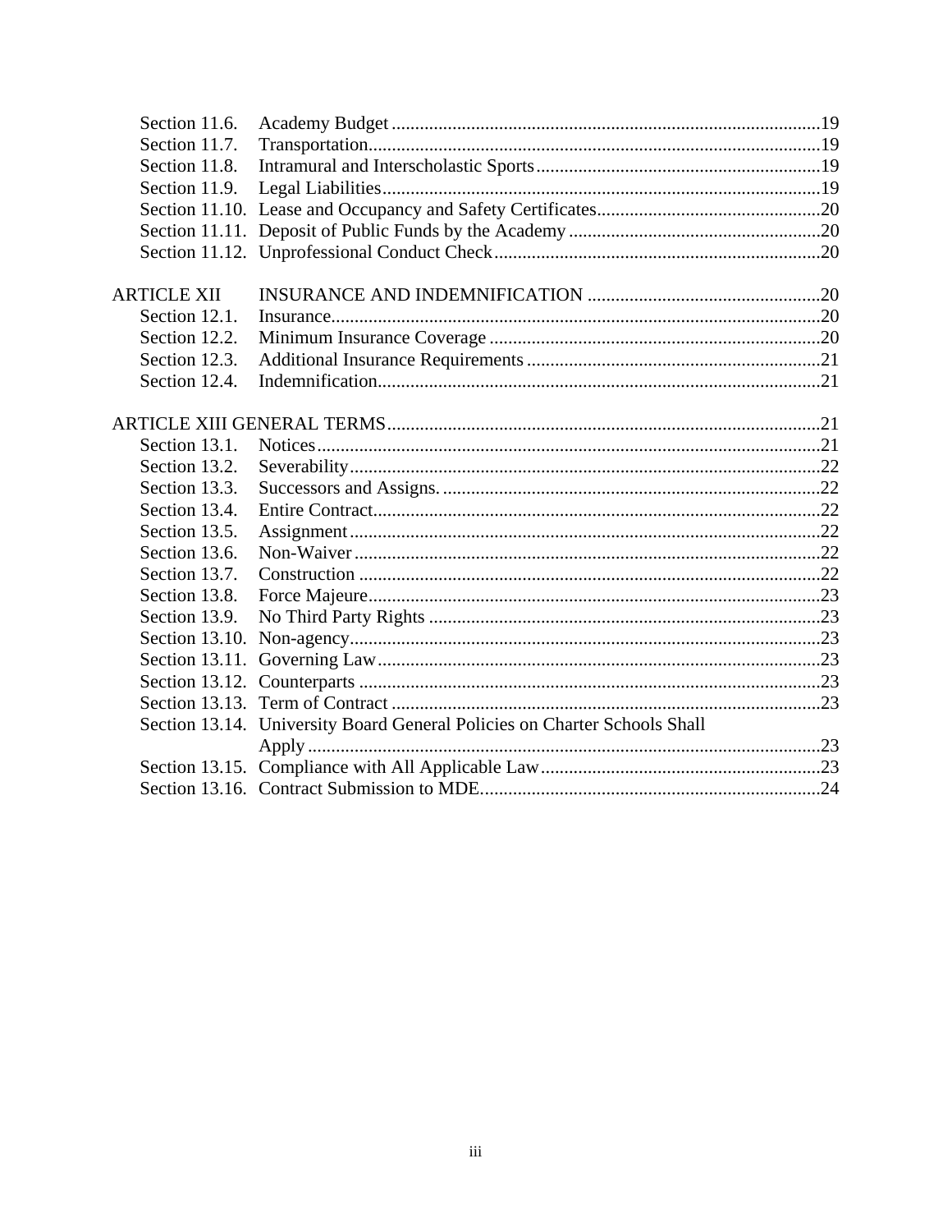| | | |
|---|---|---|
| Section 11.6. | Academy Budget | 19 |
| Section 11.7. | Transportation | 19 |
| Section 11.8. | Intramural and Interscholastic Sports | 19 |
| Section 11.9. | Legal Liabilities | 19 |
| Section 11.10. | Lease and Occupancy and Safety Certificates | 20 |
| Section 11.11. | Deposit of Public Funds by the Academy | 20 |
| Section 11.12. | Unprofessional Conduct Check | 20 |
| | | |
| ARTICLE XII | INSURANCE AND INDEMNIFICATION | 20 |
| Section 12.1. | Insurance | 20 |
| Section 12.2. | Minimum Insurance Coverage | 20 |
| Section 12.3. | Additional Insurance Requirements | 21 |
| Section 12.4. | Indemnification | 21 |
| | | |
| ARTICLE XIII GENERAL TERMS | | 21 |
| Section 13.1. | Notices | 21 |
| Section 13.2. | Severability | 22 |
| Section 13.3. | Successors and Assigns. | 22 |
| Section 13.4. | Entire Contract | 22 |
| Section 13.5. | Assignment | 22 |
| Section 13.6. | Non-Waiver | 22 |
| Section 13.7. | Construction | 22 |
| Section 13.8. | Force Majeure | 23 |
| Section 13.9. | No Third Party Rights | 23 |
| Section 13.10. | Non-agency | 23 |
| Section 13.11. | Governing Law | 23 |
| Section 13.12. | Counterparts | 23 |
| Section 13.13. | Term of Contract | 23 |
| Section 13.14. | University Board General Policies on Charter Schools Shall Apply | 23 |
| Section 13.15. | Compliance with All Applicable Law | 23 |
| Section 13.16. | Contract Submission to MDE | 24 |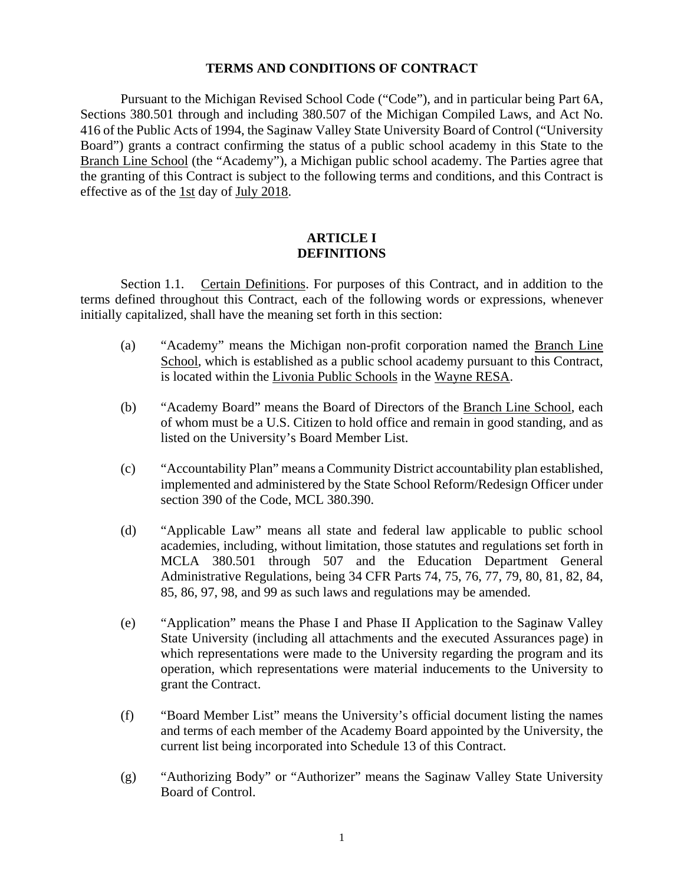**TERMS AND CONDITIONS OF CONTRACT**

Pursuant to the Michigan Revised School Code ("Code"), and in particular being Part 6A, Sections 380.501 through and including 380.507 of the Michigan Compiled Laws, and Act No. 416 of the Public Acts of 1994, the Saginaw Valley State University Board of Control ("University Board") grants a contract confirming the status of a public school academy in this State to the Branch Line School (the "Academy"), a Michigan public school academy. The Parties agree that the granting of this Contract is subject to the following terms and conditions, and this Contract is effective as of the 1st day of July 2018.

## ARTICLE I
## DEFINITIONS

Section 1.1. Certain Definitions. For purposes of this Contract, and in addition to the terms defined throughout this Contract, each of the following words or expressions, whenever initially capitalized, shall have the meaning set forth in this section:

(a) "Academy" means the Michigan non-profit corporation named the Branch Line School, which is established as a public school academy pursuant to this Contract, is located within the Livonia Public Schools in the Wayne RESA.

(b) "Academy Board" means the Board of Directors of the Branch Line School, each of whom must be a U.S. Citizen to hold office and remain in good standing, and as listed on the University's Board Member List.

(c) "Accountability Plan" means a Community District accountability plan established, implemented and administered by the State School Reform/Redesign Officer under section 390 of the Code, MCL 380.390.

(d) "Applicable Law" means all state and federal law applicable to public school academies, including, without limitation, those statutes and regulations set forth in MCLA 380.501 through 507 and the Education Department General Administrative Regulations, being 34 CFR Parts 74, 75, 76, 77, 79, 80, 81, 82, 84, 85, 86, 97, 98, and 99 as such laws and regulations may be amended.

(e) "Application" means the Phase I and Phase II Application to the Saginaw Valley State University (including all attachments and the executed Assurances page) in which representations were made to the University regarding the program and its operation, which representations were material inducements to the University to grant the Contract.

(f) "Board Member List" means the University's official document listing the names and terms of each member of the Academy Board appointed by the University, the current list being incorporated into Schedule 13 of this Contract.

(g) "Authorizing Body" or "Authorizer" means the Saginaw Valley State University Board of Control.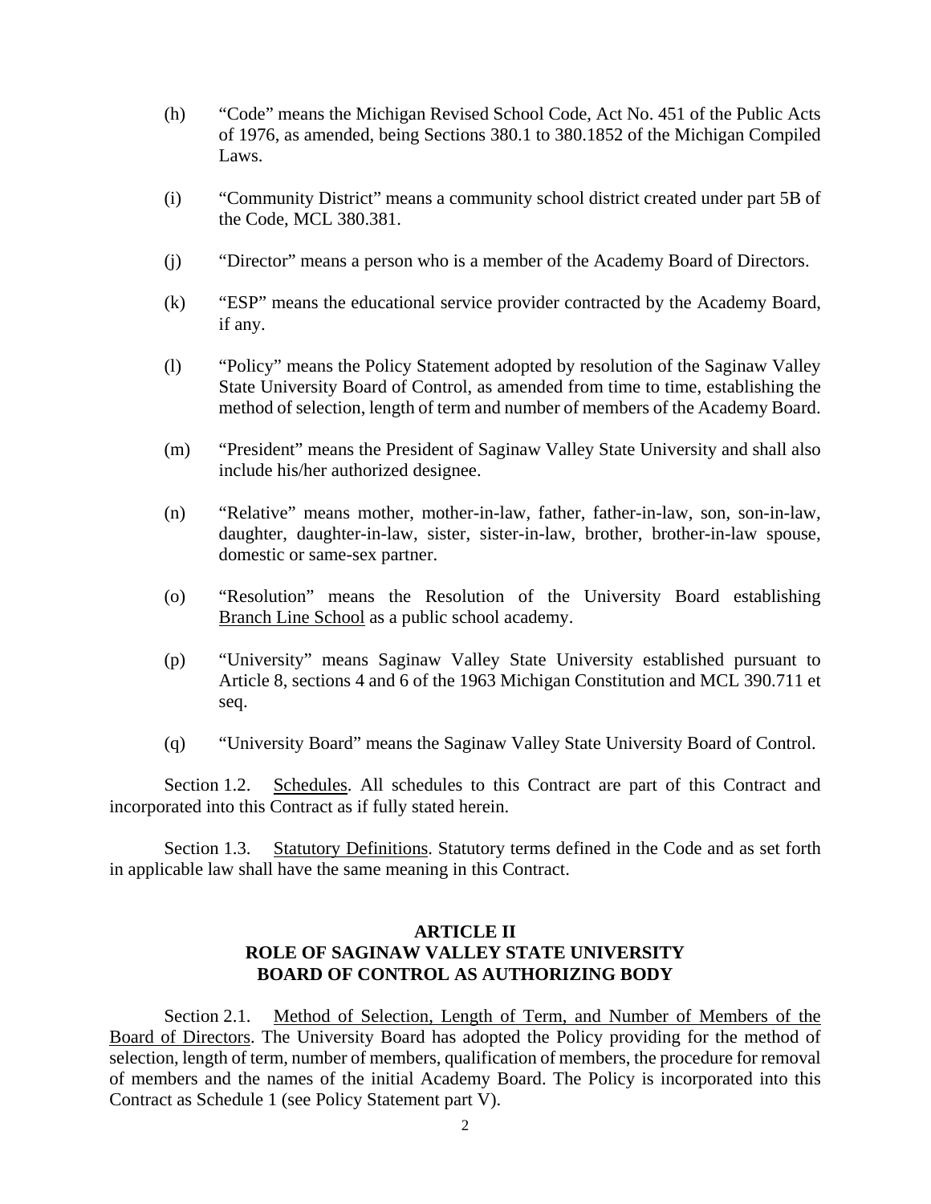(h) "Code" means the Michigan Revised School Code, Act No. 451 of the Public Acts of 1976, as amended, being Sections 380.1 to 380.1852 of the Michigan Compiled Laws.

(i) "Community District" means a community school district created under part 5B of the Code, MCL 380.381.

(j) "Director" means a person who is a member of the Academy Board of Directors.

(k) "ESP" means the educational service provider contracted by the Academy Board, if any.

(l) "Policy" means the Policy Statement adopted by resolution of the Saginaw Valley State University Board of Control, as amended from time to time, establishing the method of selection, length of term and number of members of the Academy Board.

(m) "President" means the President of Saginaw Valley State University and shall also include his/her authorized designee.

(n) "Relative" means mother, mother-in-law, father, father-in-law, son, son-in-law, daughter, daughter-in-law, sister, sister-in-law, brother, brother-in-law spouse, domestic or same-sex partner.

(o) "Resolution" means the Resolution of the University Board establishing <u>Branch Line School</u> as a public school academy.

(p) "University" means Saginaw Valley State University established pursuant to Article 8, sections 4 and 6 of the 1963 Michigan Constitution and MCL 390.711 et seq.

(q) "University Board" means the Saginaw Valley State University Board of Control.

Section 1.2. <u>Schedules</u>. All schedules to this Contract are part of this Contract and incorporated into this Contract as if fully stated herein.

Section 1.3. <u>Statutory Definitions</u>. Statutory terms defined in the Code and as set forth in applicable law shall have the same meaning in this Contract.

## ARTICLE II
## ROLE OF SAGINAW VALLEY STATE UNIVERSITY BOARD OF CONTROL AS AUTHORIZING BODY

Section 2.1. <u>Method of Selection, Length of Term, and Number of Members of the Board of Directors</u>. The University Board has adopted the Policy providing for the method of selection, length of term, number of members, qualification of members, the procedure for removal of members and the names of the initial Academy Board. The Policy is incorporated into this Contract as Schedule 1 (see Policy Statement part V).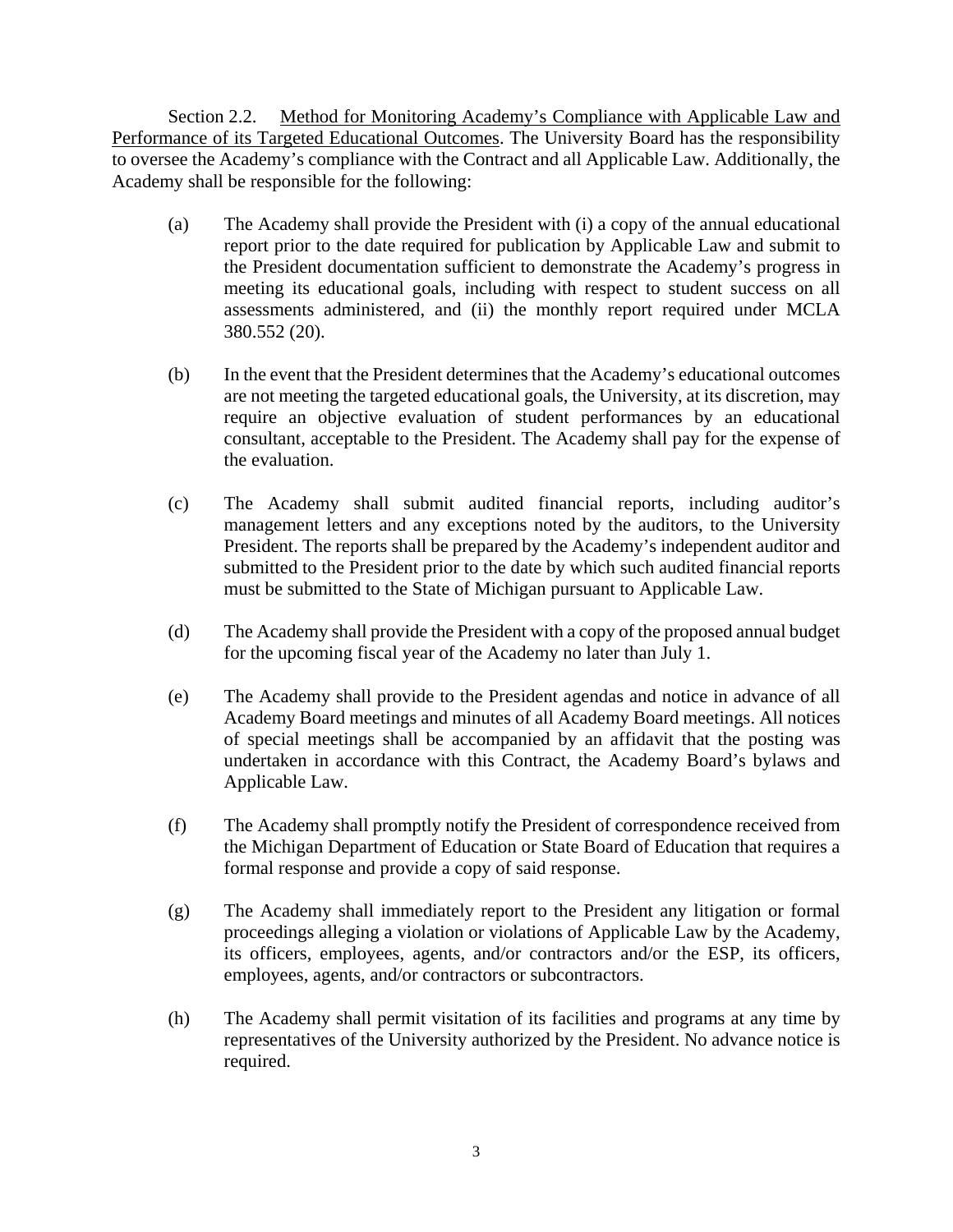Section 2.2. Method for Monitoring Academy's Compliance with Applicable Law and Performance of its Targeted Educational Outcomes. The University Board has the responsibility to oversee the Academy's compliance with the Contract and all Applicable Law. Additionally, the Academy shall be responsible for the following:

(a) The Academy shall provide the President with (i) a copy of the annual educational report prior to the date required for publication by Applicable Law and submit to the President documentation sufficient to demonstrate the Academy's progress in meeting its educational goals, including with respect to student success on all assessments administered, and (ii) the monthly report required under MCLA 380.552 (20).

(b) In the event that the President determines that the Academy's educational outcomes are not meeting the targeted educational goals, the University, at its discretion, may require an objective evaluation of student performances by an educational consultant, acceptable to the President. The Academy shall pay for the expense of the evaluation.

(c) The Academy shall submit audited financial reports, including auditor's management letters and any exceptions noted by the auditors, to the University President. The reports shall be prepared by the Academy's independent auditor and submitted to the President prior to the date by which such audited financial reports must be submitted to the State of Michigan pursuant to Applicable Law.

(d) The Academy shall provide the President with a copy of the proposed annual budget for the upcoming fiscal year of the Academy no later than July 1.

(e) The Academy shall provide to the President agendas and notice in advance of all Academy Board meetings and minutes of all Academy Board meetings. All notices of special meetings shall be accompanied by an affidavit that the posting was undertaken in accordance with this Contract, the Academy Board's bylaws and Applicable Law.

(f) The Academy shall promptly notify the President of correspondence received from the Michigan Department of Education or State Board of Education that requires a formal response and provide a copy of said response.

(g) The Academy shall immediately report to the President any litigation or formal proceedings alleging a violation or violations of Applicable Law by the Academy, its officers, employees, agents, and/or contractors and/or the ESP, its officers, employees, agents, and/or contractors or subcontractors.

(h) The Academy shall permit visitation of its facilities and programs at any time by representatives of the University authorized by the President. No advance notice is required.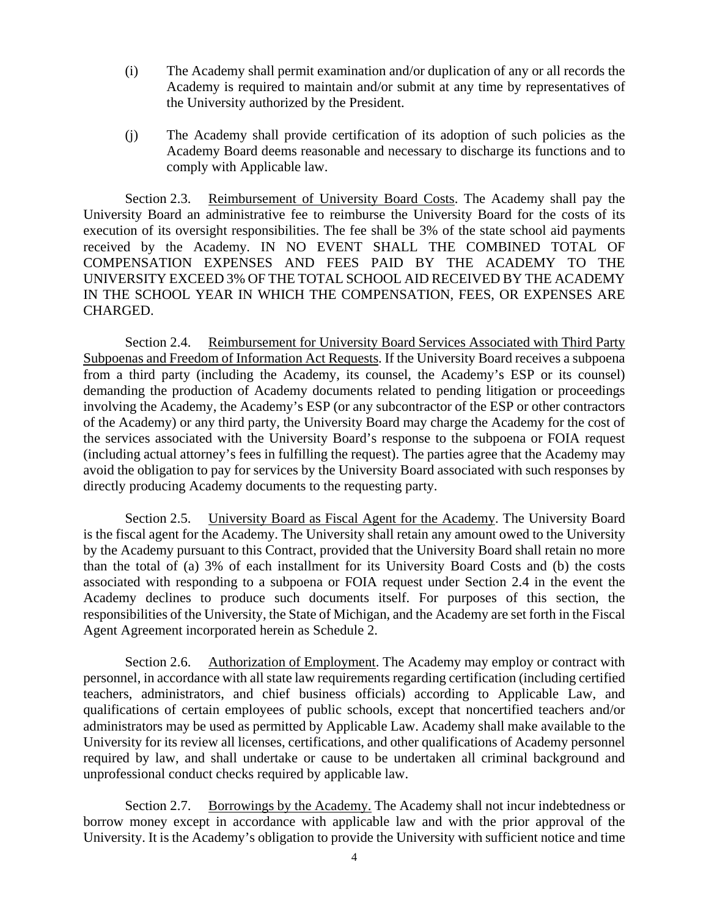(i) The Academy shall permit examination and/or duplication of any or all records the Academy is required to maintain and/or submit at any time by representatives of the University authorized by the President.

(j) The Academy shall provide certification of its adoption of such policies as the Academy Board deems reasonable and necessary to discharge its functions and to comply with Applicable law.

Section 2.3. Reimbursement of University Board Costs. The Academy shall pay the University Board an administrative fee to reimburse the University Board for the costs of its execution of its oversight responsibilities. The fee shall be 3% of the state school aid payments received by the Academy. IN NO EVENT SHALL THE COMBINED TOTAL OF COMPENSATION EXPENSES AND FEES PAID BY THE ACADEMY TO THE UNIVERSITY EXCEED 3% OF THE TOTAL SCHOOL AID RECEIVED BY THE ACADEMY IN THE SCHOOL YEAR IN WHICH THE COMPENSATION, FEES, OR EXPENSES ARE CHARGED.

Section 2.4. Reimbursement for University Board Services Associated with Third Party Subpoenas and Freedom of Information Act Requests. If the University Board receives a subpoena from a third party (including the Academy, its counsel, the Academy's ESP or its counsel) demanding the production of Academy documents related to pending litigation or proceedings involving the Academy, the Academy's ESP (or any subcontractor of the ESP or other contractors of the Academy) or any third party, the University Board may charge the Academy for the cost of the services associated with the University Board's response to the subpoena or FOIA request (including actual attorney's fees in fulfilling the request). The parties agree that the Academy may avoid the obligation to pay for services by the University Board associated with such responses by directly producing Academy documents to the requesting party.

Section 2.5. University Board as Fiscal Agent for the Academy. The University Board is the fiscal agent for the Academy. The University shall retain any amount owed to the University by the Academy pursuant to this Contract, provided that the University Board shall retain no more than the total of (a) 3% of each installment for its University Board Costs and (b) the costs associated with responding to a subpoena or FOIA request under Section 2.4 in the event the Academy declines to produce such documents itself. For purposes of this section, the responsibilities of the University, the State of Michigan, and the Academy are set forth in the Fiscal Agent Agreement incorporated herein as Schedule 2.

Section 2.6. Authorization of Employment. The Academy may employ or contract with personnel, in accordance with all state law requirements regarding certification (including certified teachers, administrators, and chief business officials) according to Applicable Law, and qualifications of certain employees of public schools, except that noncertified teachers and/or administrators may be used as permitted by Applicable Law. Academy shall make available to the University for its review all licenses, certifications, and other qualifications of Academy personnel required by law, and shall undertake or cause to be undertaken all criminal background and unprofessional conduct checks required by applicable law.

Section 2.7. Borrowings by the Academy. The Academy shall not incur indebtedness or borrow money except in accordance with applicable law and with the prior approval of the University. It is the Academy's obligation to provide the University with sufficient notice and time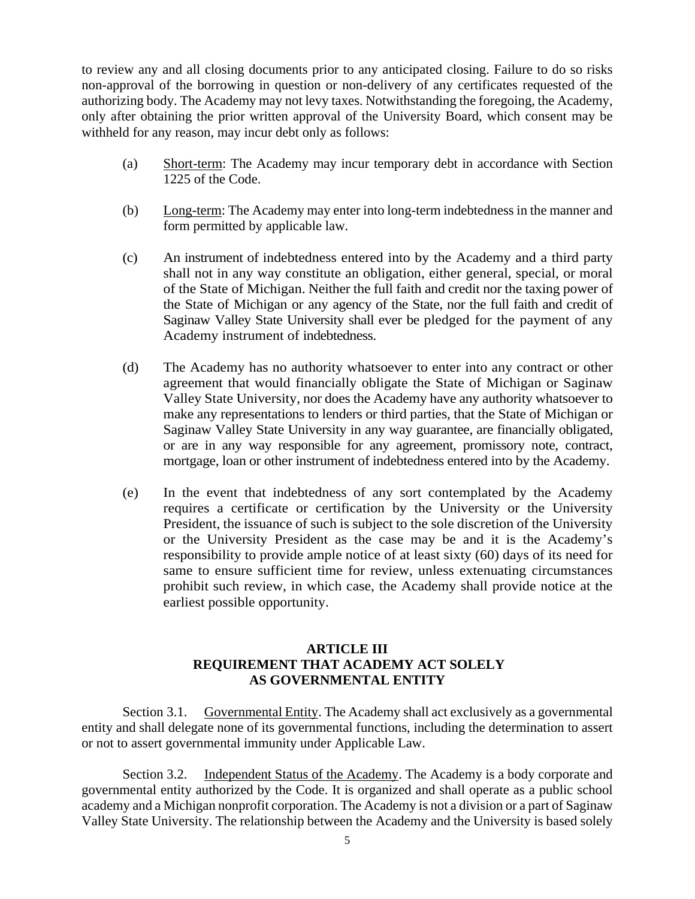to review any and all closing documents prior to any anticipated closing. Failure to do so risks non-approval of the borrowing in question or non-delivery of any certificates requested of the authorizing body. The Academy may not levy taxes. Notwithstanding the foregoing, the Academy, only after obtaining the prior written approval of the University Board, which consent may be withheld for any reason, may incur debt only as follows:

(a) Short-term: The Academy may incur temporary debt in accordance with Section 1225 of the Code.

(b) Long-term: The Academy may enter into long-term indebtedness in the manner and form permitted by applicable law.

(c) An instrument of indebtedness entered into by the Academy and a third party shall not in any way constitute an obligation, either general, special, or moral of the State of Michigan. Neither the full faith and credit nor the taxing power of the State of Michigan or any agency of the State, nor the full faith and credit of Saginaw Valley State University shall ever be pledged for the payment of any Academy instrument of indebtedness.

(d) The Academy has no authority whatsoever to enter into any contract or other agreement that would financially obligate the State of Michigan or Saginaw Valley State University, nor does the Academy have any authority whatsoever to make any representations to lenders or third parties, that the State of Michigan or Saginaw Valley State University in any way guarantee, are financially obligated, or are in any way responsible for any agreement, promissory note, contract, mortgage, loan or other instrument of indebtedness entered into by the Academy.

(e) In the event that indebtedness of any sort contemplated by the Academy requires a certificate or certification by the University or the University President, the issuance of such is subject to the sole discretion of the University or the University President as the case may be and it is the Academy's responsibility to provide ample notice of at least sixty (60) days of its need for same to ensure sufficient time for review, unless extenuating circumstances prohibit such review, in which case, the Academy shall provide notice at the earliest possible opportunity.

## ARTICLE III
## REQUIREMENT THAT ACADEMY ACT SOLELY AS GOVERNMENTAL ENTITY

Section 3.1. Governmental Entity. The Academy shall act exclusively as a governmental entity and shall delegate none of its governmental functions, including the determination to assert or not to assert governmental immunity under Applicable Law.

Section 3.2. Independent Status of the Academy. The Academy is a body corporate and governmental entity authorized by the Code. It is organized and shall operate as a public school academy and a Michigan nonprofit corporation. The Academy is not a division or a part of Saginaw Valley State University. The relationship between the Academy and the University is based solely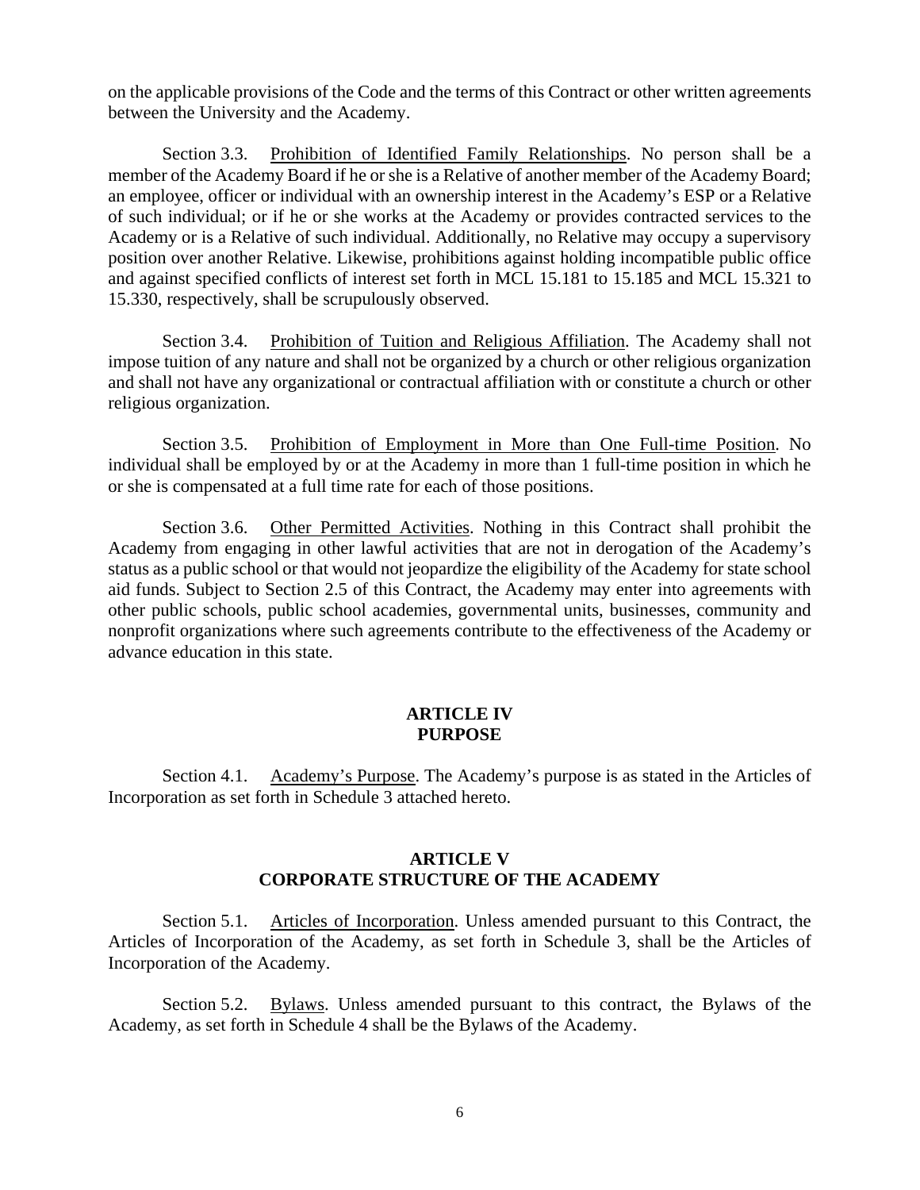on the applicable provisions of the Code and the terms of this Contract or other written agreements between the University and the Academy.

Section 3.3. Prohibition of Identified Family Relationships. No person shall be a member of the Academy Board if he or she is a Relative of another member of the Academy Board; an employee, officer or individual with an ownership interest in the Academy's ESP or a Relative of such individual; or if he or she works at the Academy or provides contracted services to the Academy or is a Relative of such individual. Additionally, no Relative may occupy a supervisory position over another Relative. Likewise, prohibitions against holding incompatible public office and against specified conflicts of interest set forth in MCL 15.181 to 15.185 and MCL 15.321 to 15.330, respectively, shall be scrupulously observed.

Section 3.4. Prohibition of Tuition and Religious Affiliation. The Academy shall not impose tuition of any nature and shall not be organized by a church or other religious organization and shall not have any organizational or contractual affiliation with or constitute a church or other religious organization.

Section 3.5. Prohibition of Employment in More than One Full-time Position. No individual shall be employed by or at the Academy in more than 1 full-time position in which he or she is compensated at a full time rate for each of those positions.

Section 3.6. Other Permitted Activities. Nothing in this Contract shall prohibit the Academy from engaging in other lawful activities that are not in derogation of the Academy's status as a public school or that would not jeopardize the eligibility of the Academy for state school aid funds. Subject to Section 2.5 of this Contract, the Academy may enter into agreements with other public schools, public school academies, governmental units, businesses, community and nonprofit organizations where such agreements contribute to the effectiveness of the Academy or advance education in this state.

## ARTICLE IV
## PURPOSE

Section 4.1. Academy's Purpose. The Academy's purpose is as stated in the Articles of Incorporation as set forth in Schedule 3 attached hereto.

## ARTICLE V
## CORPORATE STRUCTURE OF THE ACADEMY

Section 5.1. Articles of Incorporation. Unless amended pursuant to this Contract, the Articles of Incorporation of the Academy, as set forth in Schedule 3, shall be the Articles of Incorporation of the Academy.

Section 5.2. Bylaws. Unless amended pursuant to this contract, the Bylaws of the Academy, as set forth in Schedule 4 shall be the Bylaws of the Academy.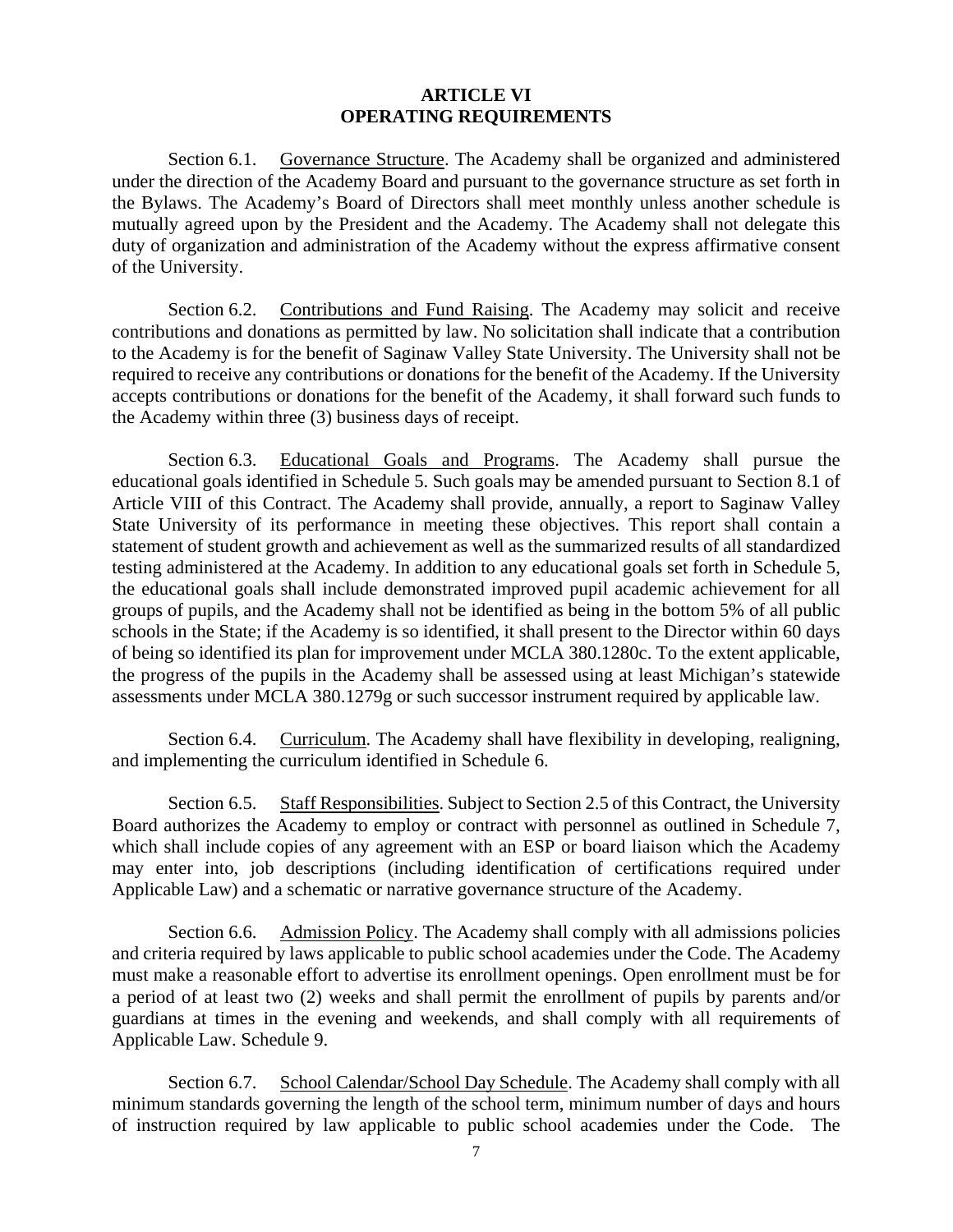# ARTICLE VI
# OPERATING REQUIREMENTS

Section 6.1. Governance Structure. The Academy shall be organized and administered under the direction of the Academy Board and pursuant to the governance structure as set forth in the Bylaws. The Academy's Board of Directors shall meet monthly unless another schedule is mutually agreed upon by the President and the Academy. The Academy shall not delegate this duty of organization and administration of the Academy without the express affirmative consent of the University.

Section 6.2. Contributions and Fund Raising. The Academy may solicit and receive contributions and donations as permitted by law. No solicitation shall indicate that a contribution to the Academy is for the benefit of Saginaw Valley State University. The University shall not be required to receive any contributions or donations for the benefit of the Academy. If the University accepts contributions or donations for the benefit of the Academy, it shall forward such funds to the Academy within three (3) business days of receipt.

Section 6.3. Educational Goals and Programs. The Academy shall pursue the educational goals identified in Schedule 5. Such goals may be amended pursuant to Section 8.1 of Article VIII of this Contract. The Academy shall provide, annually, a report to Saginaw Valley State University of its performance in meeting these objectives. This report shall contain a statement of student growth and achievement as well as the summarized results of all standardized testing administered at the Academy. In addition to any educational goals set forth in Schedule 5, the educational goals shall include demonstrated improved pupil academic achievement for all groups of pupils, and the Academy shall not be identified as being in the bottom 5% of all public schools in the State; if the Academy is so identified, it shall present to the Director within 60 days of being so identified its plan for improvement under MCLA 380.1280c. To the extent applicable, the progress of the pupils in the Academy shall be assessed using at least Michigan's statewide assessments under MCLA 380.1279g or such successor instrument required by applicable law.

Section 6.4. Curriculum. The Academy shall have flexibility in developing, realigning, and implementing the curriculum identified in Schedule 6.

Section 6.5. Staff Responsibilities. Subject to Section 2.5 of this Contract, the University Board authorizes the Academy to employ or contract with personnel as outlined in Schedule 7, which shall include copies of any agreement with an ESP or board liaison which the Academy may enter into, job descriptions (including identification of certifications required under Applicable Law) and a schematic or narrative governance structure of the Academy.

Section 6.6. Admission Policy. The Academy shall comply with all admissions policies and criteria required by laws applicable to public school academies under the Code. The Academy must make a reasonable effort to advertise its enrollment openings. Open enrollment must be for a period of at least two (2) weeks and shall permit the enrollment of pupils by parents and/or guardians at times in the evening and weekends, and shall comply with all requirements of Applicable Law. Schedule 9.

Section 6.7. School Calendar/School Day Schedule. The Academy shall comply with all minimum standards governing the length of the school term, minimum number of days and hours of instruction required by law applicable to public school academies under the Code. The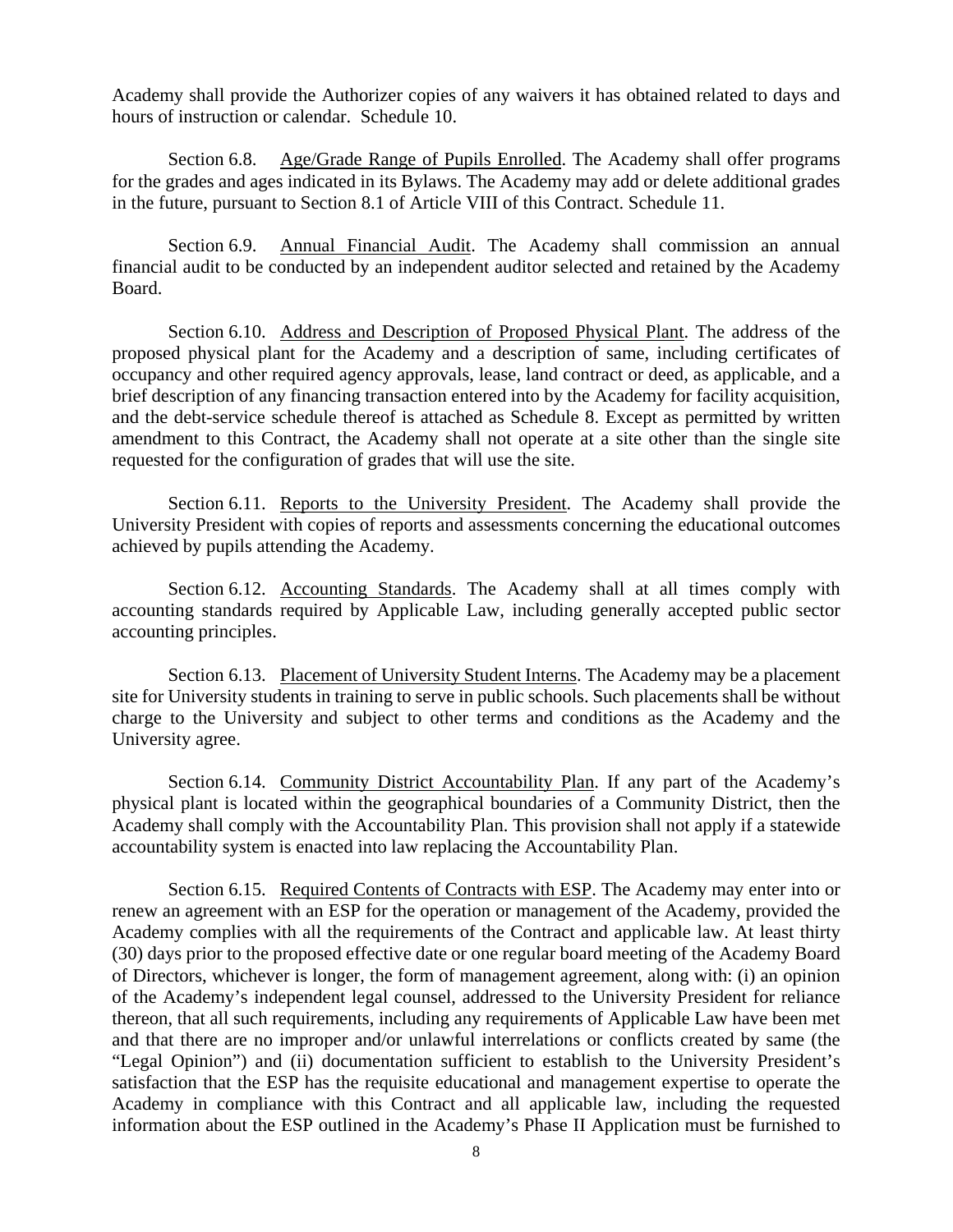Academy shall provide the Authorizer copies of any waivers it has obtained related to days and hours of instruction or calendar. Schedule 10.

Section 6.8. Age/Grade Range of Pupils Enrolled. The Academy shall offer programs for the grades and ages indicated in its Bylaws. The Academy may add or delete additional grades in the future, pursuant to Section 8.1 of Article VIII of this Contract. Schedule 11.

Section 6.9. Annual Financial Audit. The Academy shall commission an annual financial audit to be conducted by an independent auditor selected and retained by the Academy Board.

Section 6.10. Address and Description of Proposed Physical Plant. The address of the proposed physical plant for the Academy and a description of same, including certificates of occupancy and other required agency approvals, lease, land contract or deed, as applicable, and a brief description of any financing transaction entered into by the Academy for facility acquisition, and the debt-service schedule thereof is attached as Schedule 8. Except as permitted by written amendment to this Contract, the Academy shall not operate at a site other than the single site requested for the configuration of grades that will use the site.

Section 6.11. Reports to the University President. The Academy shall provide the University President with copies of reports and assessments concerning the educational outcomes achieved by pupils attending the Academy.

Section 6.12. Accounting Standards. The Academy shall at all times comply with accounting standards required by Applicable Law, including generally accepted public sector accounting principles.

Section 6.13. Placement of University Student Interns. The Academy may be a placement site for University students in training to serve in public schools. Such placements shall be without charge to the University and subject to other terms and conditions as the Academy and the University agree.

Section 6.14. Community District Accountability Plan. If any part of the Academy's physical plant is located within the geographical boundaries of a Community District, then the Academy shall comply with the Accountability Plan. This provision shall not apply if a statewide accountability system is enacted into law replacing the Accountability Plan.

Section 6.15. Required Contents of Contracts with ESP. The Academy may enter into or renew an agreement with an ESP for the operation or management of the Academy, provided the Academy complies with all the requirements of the Contract and applicable law. At least thirty (30) days prior to the proposed effective date or one regular board meeting of the Academy Board of Directors, whichever is longer, the form of management agreement, along with: (i) an opinion of the Academy's independent legal counsel, addressed to the University President for reliance thereon, that all such requirements, including any requirements of Applicable Law have been met and that there are no improper and/or unlawful interrelations or conflicts created by same (the "Legal Opinion") and (ii) documentation sufficient to establish to the University President's satisfaction that the ESP has the requisite educational and management expertise to operate the Academy in compliance with this Contract and all applicable law, including the requested information about the ESP outlined in the Academy's Phase II Application must be furnished to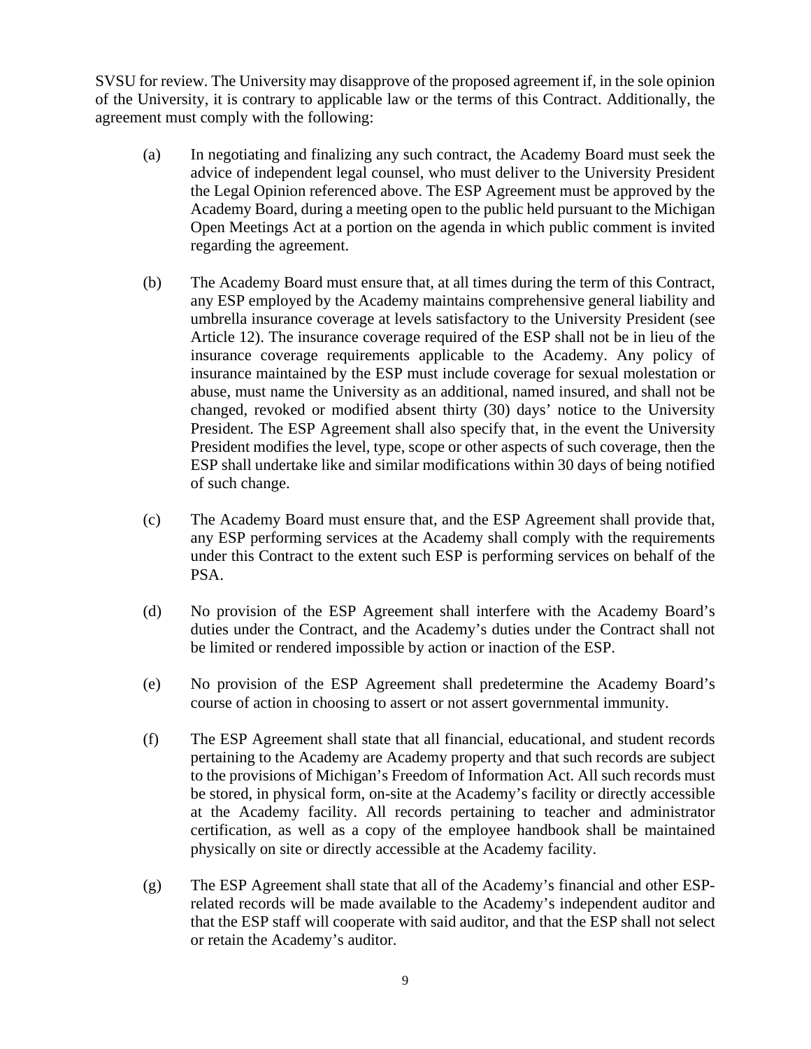SVSU for review. The University may disapprove of the proposed agreement if, in the sole opinion of the University, it is contrary to applicable law or the terms of this Contract. Additionally, the agreement must comply with the following:

(a) In negotiating and finalizing any such contract, the Academy Board must seek the advice of independent legal counsel, who must deliver to the University President the Legal Opinion referenced above. The ESP Agreement must be approved by the Academy Board, during a meeting open to the public held pursuant to the Michigan Open Meetings Act at a portion on the agenda in which public comment is invited regarding the agreement.

(b) The Academy Board must ensure that, at all times during the term of this Contract, any ESP employed by the Academy maintains comprehensive general liability and umbrella insurance coverage at levels satisfactory to the University President (see Article 12). The insurance coverage required of the ESP shall not be in lieu of the insurance coverage requirements applicable to the Academy. Any policy of insurance maintained by the ESP must include coverage for sexual molestation or abuse, must name the University as an additional, named insured, and shall not be changed, revoked or modified absent thirty (30) days' notice to the University President. The ESP Agreement shall also specify that, in the event the University President modifies the level, type, scope or other aspects of such coverage, then the ESP shall undertake like and similar modifications within 30 days of being notified of such change.

(c) The Academy Board must ensure that, and the ESP Agreement shall provide that, any ESP performing services at the Academy shall comply with the requirements under this Contract to the extent such ESP is performing services on behalf of the PSA.

(d) No provision of the ESP Agreement shall interfere with the Academy Board's duties under the Contract, and the Academy's duties under the Contract shall not be limited or rendered impossible by action or inaction of the ESP.

(e) No provision of the ESP Agreement shall predetermine the Academy Board's course of action in choosing to assert or not assert governmental immunity.

(f) The ESP Agreement shall state that all financial, educational, and student records pertaining to the Academy are Academy property and that such records are subject to the provisions of Michigan's Freedom of Information Act. All such records must be stored, in physical form, on-site at the Academy's facility or directly accessible at the Academy facility. All records pertaining to teacher and administrator certification, as well as a copy of the employee handbook shall be maintained physically on site or directly accessible at the Academy facility.

(g) The ESP Agreement shall state that all of the Academy's financial and other ESP-related records will be made available to the Academy's independent auditor and that the ESP staff will cooperate with said auditor, and that the ESP shall not select or retain the Academy's auditor.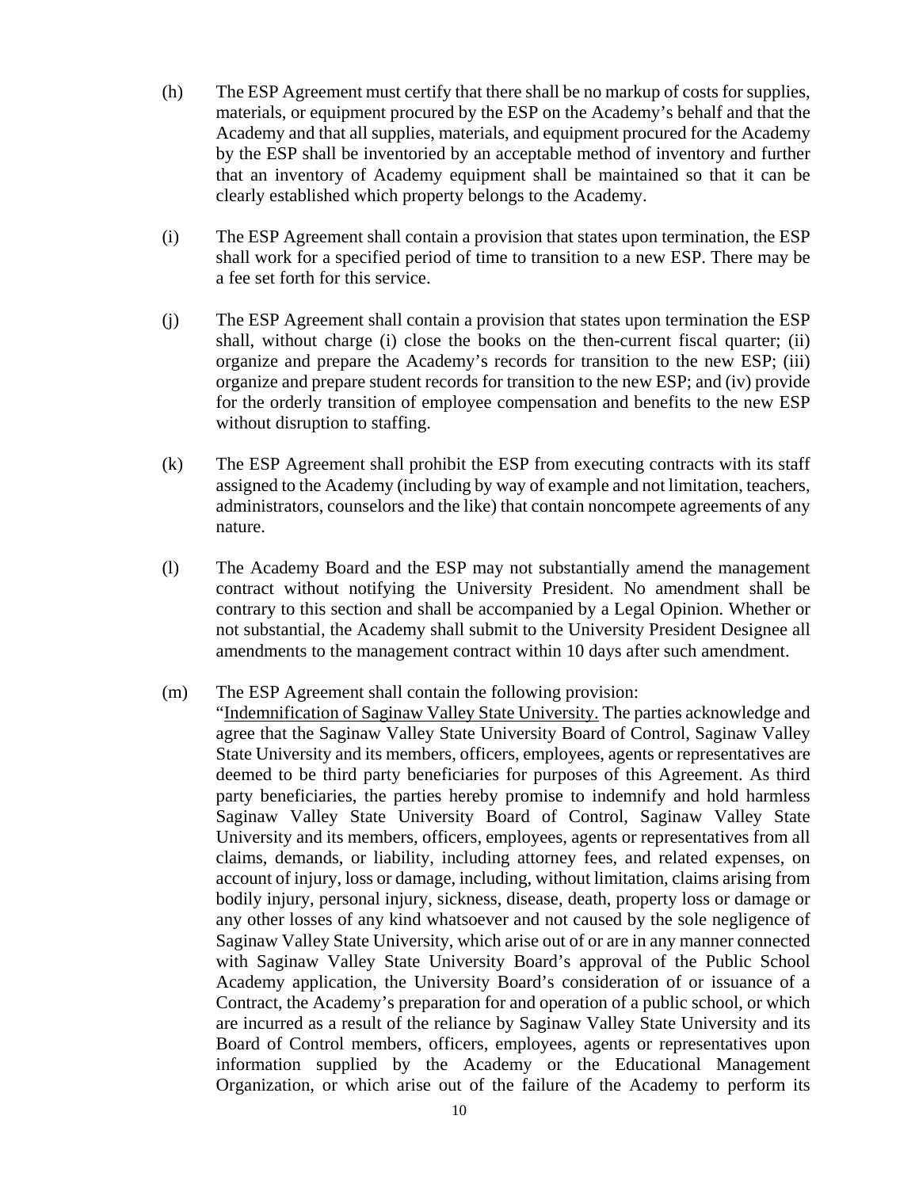(h) The ESP Agreement must certify that there shall be no markup of costs for supplies, materials, or equipment procured by the ESP on the Academy's behalf and that the Academy and that all supplies, materials, and equipment procured for the Academy by the ESP shall be inventoried by an acceptable method of inventory and further that an inventory of Academy equipment shall be maintained so that it can be clearly established which property belongs to the Academy.

(i) The ESP Agreement shall contain a provision that states upon termination, the ESP shall work for a specified period of time to transition to a new ESP. There may be a fee set forth for this service.

(j) The ESP Agreement shall contain a provision that states upon termination the ESP shall, without charge (i) close the books on the then-current fiscal quarter; (ii) organize and prepare the Academy's records for transition to the new ESP; (iii) organize and prepare student records for transition to the new ESP; and (iv) provide for the orderly transition of employee compensation and benefits to the new ESP without disruption to staffing.

(k) The ESP Agreement shall prohibit the ESP from executing contracts with its staff assigned to the Academy (including by way of example and not limitation, teachers, administrators, counselors and the like) that contain noncompete agreements of any nature.

(l) The Academy Board and the ESP may not substantially amend the management contract without notifying the University President. No amendment shall be contrary to this section and shall be accompanied by a Legal Opinion. Whether or not substantial, the Academy shall submit to the University President Designee all amendments to the management contract within 10 days after such amendment.

(m) The ESP Agreement shall contain the following provision:
"Indemnification of Saginaw Valley State University. The parties acknowledge and agree that the Saginaw Valley State University Board of Control, Saginaw Valley State University and its members, officers, employees, agents or representatives are deemed to be third party beneficiaries for purposes of this Agreement. As third party beneficiaries, the parties hereby promise to indemnify and hold harmless Saginaw Valley State University Board of Control, Saginaw Valley State University and its members, officers, employees, agents or representatives from all claims, demands, or liability, including attorney fees, and related expenses, on account of injury, loss or damage, including, without limitation, claims arising from bodily injury, personal injury, sickness, disease, death, property loss or damage or any other losses of any kind whatsoever and not caused by the sole negligence of Saginaw Valley State University, which arise out of or are in any manner connected with Saginaw Valley State University Board's approval of the Public School Academy application, the University Board's consideration of or issuance of a Contract, the Academy's preparation for and operation of a public school, or which are incurred as a result of the reliance by Saginaw Valley State University and its Board of Control members, officers, employees, agents or representatives upon information supplied by the Academy or the Educational Management Organization, or which arise out of the failure of the Academy to perform its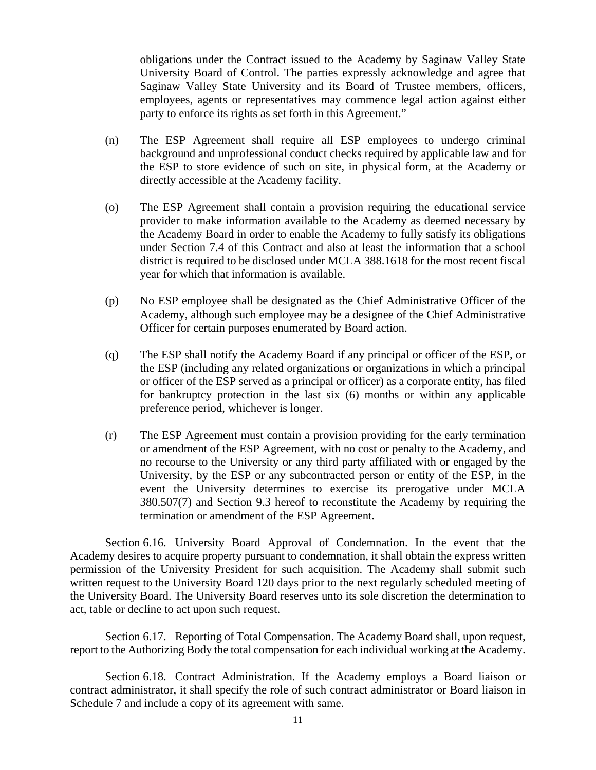obligations under the Contract issued to the Academy by Saginaw Valley State University Board of Control. The parties expressly acknowledge and agree that Saginaw Valley State University and its Board of Trustee members, officers, employees, agents or representatives may commence legal action against either party to enforce its rights as set forth in this Agreement."

(n) The ESP Agreement shall require all ESP employees to undergo criminal background and unprofessional conduct checks required by applicable law and for the ESP to store evidence of such on site, in physical form, at the Academy or directly accessible at the Academy facility.

(o) The ESP Agreement shall contain a provision requiring the educational service provider to make information available to the Academy as deemed necessary by the Academy Board in order to enable the Academy to fully satisfy its obligations under Section 7.4 of this Contract and also at least the information that a school district is required to be disclosed under MCLA 388.1618 for the most recent fiscal year for which that information is available.

(p) No ESP employee shall be designated as the Chief Administrative Officer of the Academy, although such employee may be a designee of the Chief Administrative Officer for certain purposes enumerated by Board action.

(q) The ESP shall notify the Academy Board if any principal or officer of the ESP, or the ESP (including any related organizations or organizations in which a principal or officer of the ESP served as a principal or officer) as a corporate entity, has filed for bankruptcy protection in the last six (6) months or within any applicable preference period, whichever is longer.

(r) The ESP Agreement must contain a provision providing for the early termination or amendment of the ESP Agreement, with no cost or penalty to the Academy, and no recourse to the University or any third party affiliated with or engaged by the University, by the ESP or any subcontracted person or entity of the ESP, in the event the University determines to exercise its prerogative under MCLA 380.507(7) and Section 9.3 hereof to reconstitute the Academy by requiring the termination or amendment of the ESP Agreement.

Section 6.16. University Board Approval of Condemnation. In the event that the Academy desires to acquire property pursuant to condemnation, it shall obtain the express written permission of the University President for such acquisition. The Academy shall submit such written request to the University Board 120 days prior to the next regularly scheduled meeting of the University Board. The University Board reserves unto its sole discretion the determination to act, table or decline to act upon such request.

Section 6.17. Reporting of Total Compensation. The Academy Board shall, upon request, report to the Authorizing Body the total compensation for each individual working at the Academy.

Section 6.18. Contract Administration. If the Academy employs a Board liaison or contract administrator, it shall specify the role of such contract administrator or Board liaison in Schedule 7 and include a copy of its agreement with same.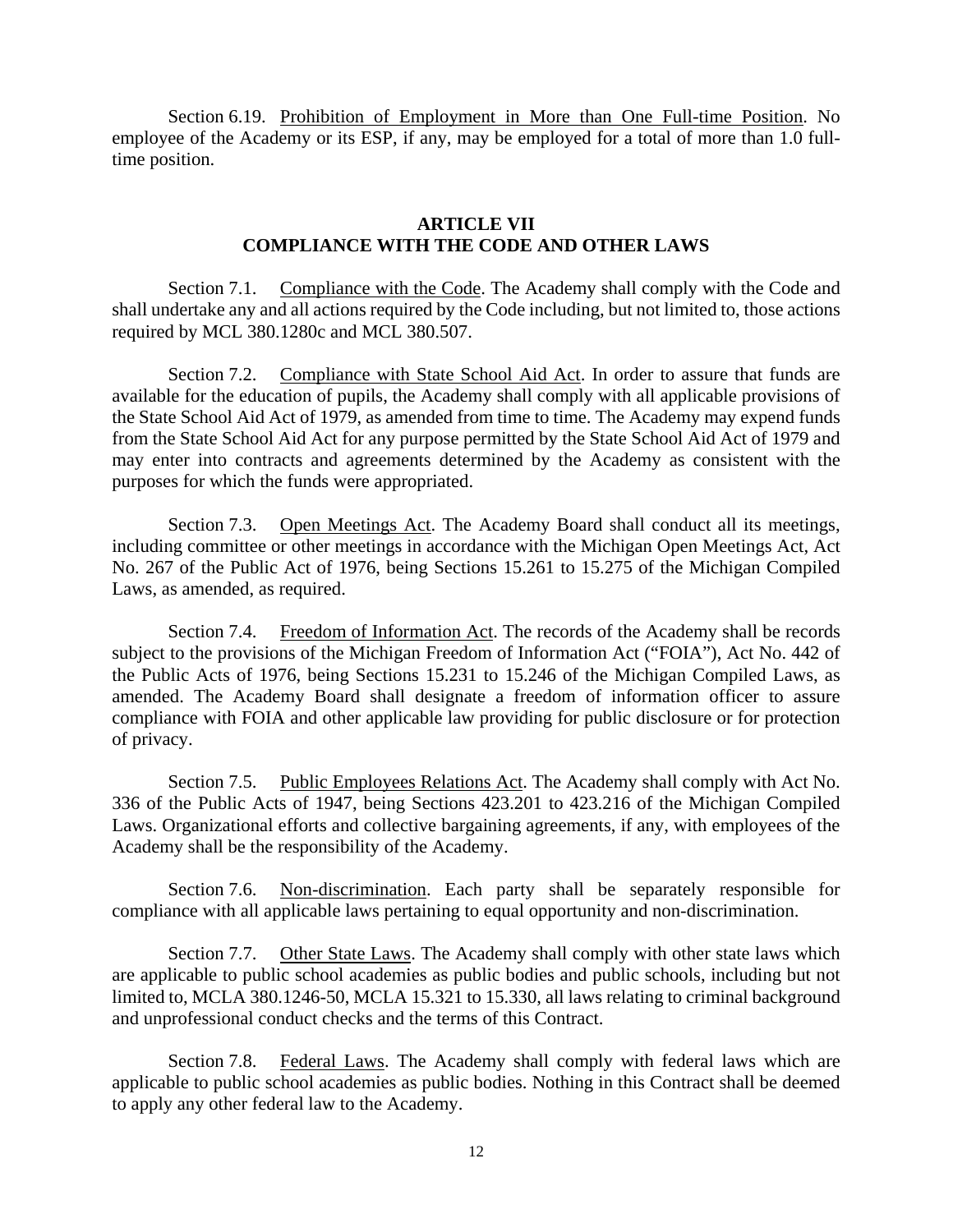Section 6.19. Prohibition of Employment in More than One Full-time Position. No employee of the Academy or its ESP, if any, may be employed for a total of more than 1.0 full-time position.

## ARTICLE VII
## COMPLIANCE WITH THE CODE AND OTHER LAWS

Section 7.1. Compliance with the Code. The Academy shall comply with the Code and shall undertake any and all actions required by the Code including, but not limited to, those actions required by MCL 380.1280c and MCL 380.507.

Section 7.2. Compliance with State School Aid Act. In order to assure that funds are available for the education of pupils, the Academy shall comply with all applicable provisions of the State School Aid Act of 1979, as amended from time to time. The Academy may expend funds from the State School Aid Act for any purpose permitted by the State School Aid Act of 1979 and may enter into contracts and agreements determined by the Academy as consistent with the purposes for which the funds were appropriated.

Section 7.3. Open Meetings Act. The Academy Board shall conduct all its meetings, including committee or other meetings in accordance with the Michigan Open Meetings Act, Act No. 267 of the Public Act of 1976, being Sections 15.261 to 15.275 of the Michigan Compiled Laws, as amended, as required.

Section 7.4. Freedom of Information Act. The records of the Academy shall be records subject to the provisions of the Michigan Freedom of Information Act ("FOIA"), Act No. 442 of the Public Acts of 1976, being Sections 15.231 to 15.246 of the Michigan Compiled Laws, as amended. The Academy Board shall designate a freedom of information officer to assure compliance with FOIA and other applicable law providing for public disclosure or for protection of privacy.

Section 7.5. Public Employees Relations Act. The Academy shall comply with Act No. 336 of the Public Acts of 1947, being Sections 423.201 to 423.216 of the Michigan Compiled Laws. Organizational efforts and collective bargaining agreements, if any, with employees of the Academy shall be the responsibility of the Academy.

Section 7.6. Non-discrimination. Each party shall be separately responsible for compliance with all applicable laws pertaining to equal opportunity and non-discrimination.

Section 7.7. Other State Laws. The Academy shall comply with other state laws which are applicable to public school academies as public bodies and public schools, including but not limited to, MCLA 380.1246-50, MCLA 15.321 to 15.330, all laws relating to criminal background and unprofessional conduct checks and the terms of this Contract.

Section 7.8. Federal Laws. The Academy shall comply with federal laws which are applicable to public school academies as public bodies. Nothing in this Contract shall be deemed to apply any other federal law to the Academy.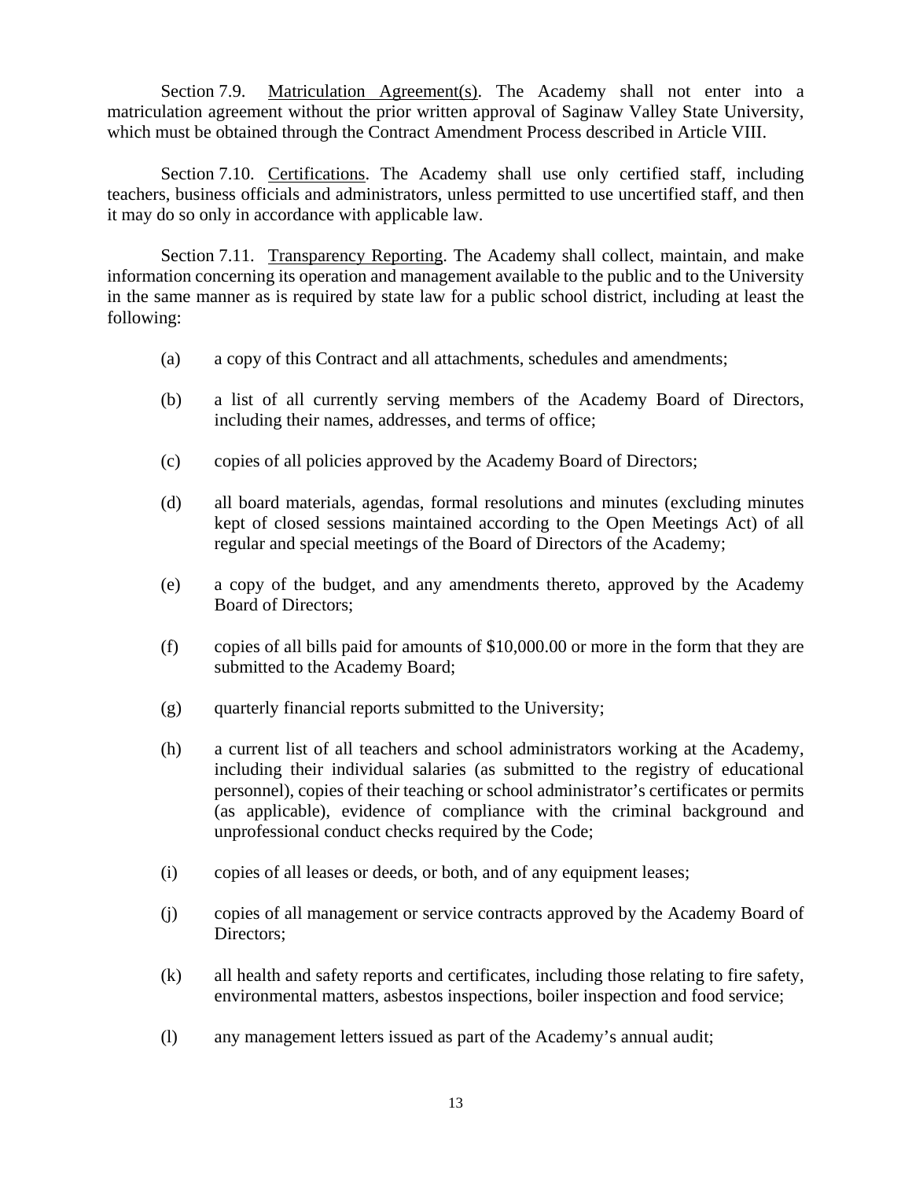Section 7.9. Matriculation Agreement(s). The Academy shall not enter into a matriculation agreement without the prior written approval of Saginaw Valley State University, which must be obtained through the Contract Amendment Process described in Article VIII.

Section 7.10. Certifications. The Academy shall use only certified staff, including teachers, business officials and administrators, unless permitted to use uncertified staff, and then it may do so only in accordance with applicable law.

Section 7.11. Transparency Reporting. The Academy shall collect, maintain, and make information concerning its operation and management available to the public and to the University in the same manner as is required by state law for a public school district, including at least the following:

(a) a copy of this Contract and all attachments, schedules and amendments;

(b) a list of all currently serving members of the Academy Board of Directors, including their names, addresses, and terms of office;

(c) copies of all policies approved by the Academy Board of Directors;

(d) all board materials, agendas, formal resolutions and minutes (excluding minutes kept of closed sessions maintained according to the Open Meetings Act) of all regular and special meetings of the Board of Directors of the Academy;

(e) a copy of the budget, and any amendments thereto, approved by the Academy Board of Directors;

(f) copies of all bills paid for amounts of $10,000.00 or more in the form that they are submitted to the Academy Board;

(g) quarterly financial reports submitted to the University;

(h) a current list of all teachers and school administrators working at the Academy, including their individual salaries (as submitted to the registry of educational personnel), copies of their teaching or school administrator's certificates or permits (as applicable), evidence of compliance with the criminal background and unprofessional conduct checks required by the Code;

(i) copies of all leases or deeds, or both, and of any equipment leases;

(j) copies of all management or service contracts approved by the Academy Board of Directors;

(k) all health and safety reports and certificates, including those relating to fire safety, environmental matters, asbestos inspections, boiler inspection and food service;

(l) any management letters issued as part of the Academy's annual audit;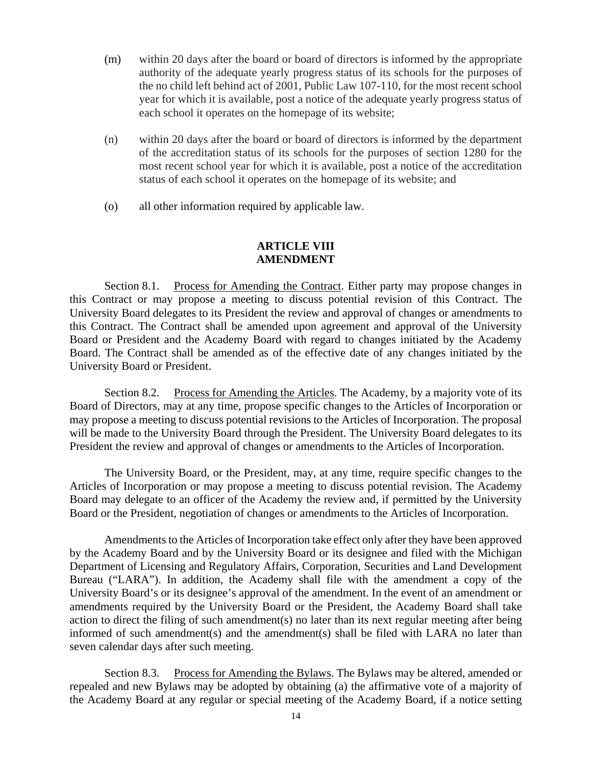(m) within 20 days after the board or board of directors is informed by the appropriate authority of the adequate yearly progress status of its schools for the purposes of the no child left behind act of 2001, Public Law 107-110, for the most recent school year for which it is available, post a notice of the adequate yearly progress status of each school it operates on the homepage of its website;

(n) within 20 days after the board or board of directors is informed by the department of the accreditation status of its schools for the purposes of section 1280 for the most recent school year for which it is available, post a notice of the accreditation status of each school it operates on the homepage of its website; and

(o) all other information required by applicable law.

## ARTICLE VIII
## AMENDMENT

Section 8.1. Process for Amending the Contract. Either party may propose changes in this Contract or may propose a meeting to discuss potential revision of this Contract. The University Board delegates to its President the review and approval of changes or amendments to this Contract. The Contract shall be amended upon agreement and approval of the University Board or President and the Academy Board with regard to changes initiated by the Academy Board. The Contract shall be amended as of the effective date of any changes initiated by the University Board or President.

Section 8.2. Process for Amending the Articles. The Academy, by a majority vote of its Board of Directors, may at any time, propose specific changes to the Articles of Incorporation or may propose a meeting to discuss potential revisions to the Articles of Incorporation. The proposal will be made to the University Board through the President. The University Board delegates to its President the review and approval of changes or amendments to the Articles of Incorporation.

The University Board, or the President, may, at any time, require specific changes to the Articles of Incorporation or may propose a meeting to discuss potential revision. The Academy Board may delegate to an officer of the Academy the review and, if permitted by the University Board or the President, negotiation of changes or amendments to the Articles of Incorporation.

Amendments to the Articles of Incorporation take effect only after they have been approved by the Academy Board and by the University Board or its designee and filed with the Michigan Department of Licensing and Regulatory Affairs, Corporation, Securities and Land Development Bureau ("LARA"). In addition, the Academy shall file with the amendment a copy of the University Board's or its designee's approval of the amendment. In the event of an amendment or amendments required by the University Board or the President, the Academy Board shall take action to direct the filing of such amendment(s) no later than its next regular meeting after being informed of such amendment(s) and the amendment(s) shall be filed with LARA no later than seven calendar days after such meeting.

Section 8.3. Process for Amending the Bylaws. The Bylaws may be altered, amended or repealed and new Bylaws may be adopted by obtaining (a) the affirmative vote of a majority of the Academy Board at any regular or special meeting of the Academy Board, if a notice setting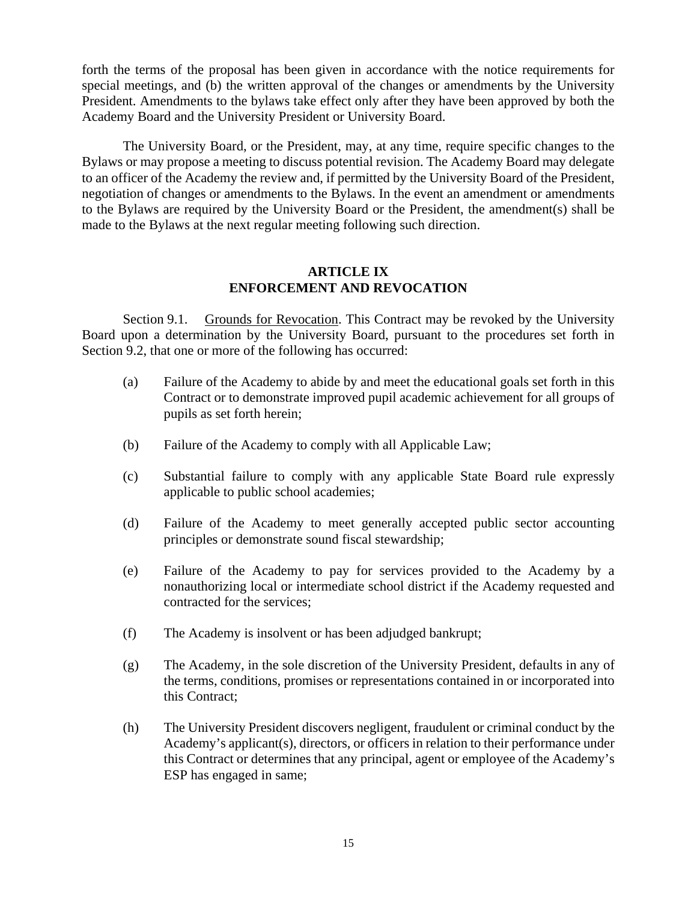forth the terms of the proposal has been given in accordance with the notice requirements for special meetings, and (b) the written approval of the changes or amendments by the University President. Amendments to the bylaws take effect only after they have been approved by both the Academy Board and the University President or University Board.

The University Board, or the President, may, at any time, require specific changes to the Bylaws or may propose a meeting to discuss potential revision. The Academy Board may delegate to an officer of the Academy the review and, if permitted by the University Board of the President, negotiation of changes or amendments to the Bylaws. In the event an amendment or amendments to the Bylaws are required by the University Board or the President, the amendment(s) shall be made to the Bylaws at the next regular meeting following such direction.

## ARTICLE IX
## ENFORCEMENT AND REVOCATION

Section 9.1. Grounds for Revocation. This Contract may be revoked by the University Board upon a determination by the University Board, pursuant to the procedures set forth in Section 9.2, that one or more of the following has occurred:

(a) Failure of the Academy to abide by and meet the educational goals set forth in this Contract or to demonstrate improved pupil academic achievement for all groups of pupils as set forth herein;

(b) Failure of the Academy to comply with all Applicable Law;

(c) Substantial failure to comply with any applicable State Board rule expressly applicable to public school academies;

(d) Failure of the Academy to meet generally accepted public sector accounting principles or demonstrate sound fiscal stewardship;

(e) Failure of the Academy to pay for services provided to the Academy by a nonauthorizing local or intermediate school district if the Academy requested and contracted for the services;

(f) The Academy is insolvent or has been adjudged bankrupt;

(g) The Academy, in the sole discretion of the University President, defaults in any of the terms, conditions, promises or representations contained in or incorporated into this Contract;

(h) The University President discovers negligent, fraudulent or criminal conduct by the Academy's applicant(s), directors, or officers in relation to their performance under this Contract or determines that any principal, agent or employee of the Academy's ESP has engaged in same;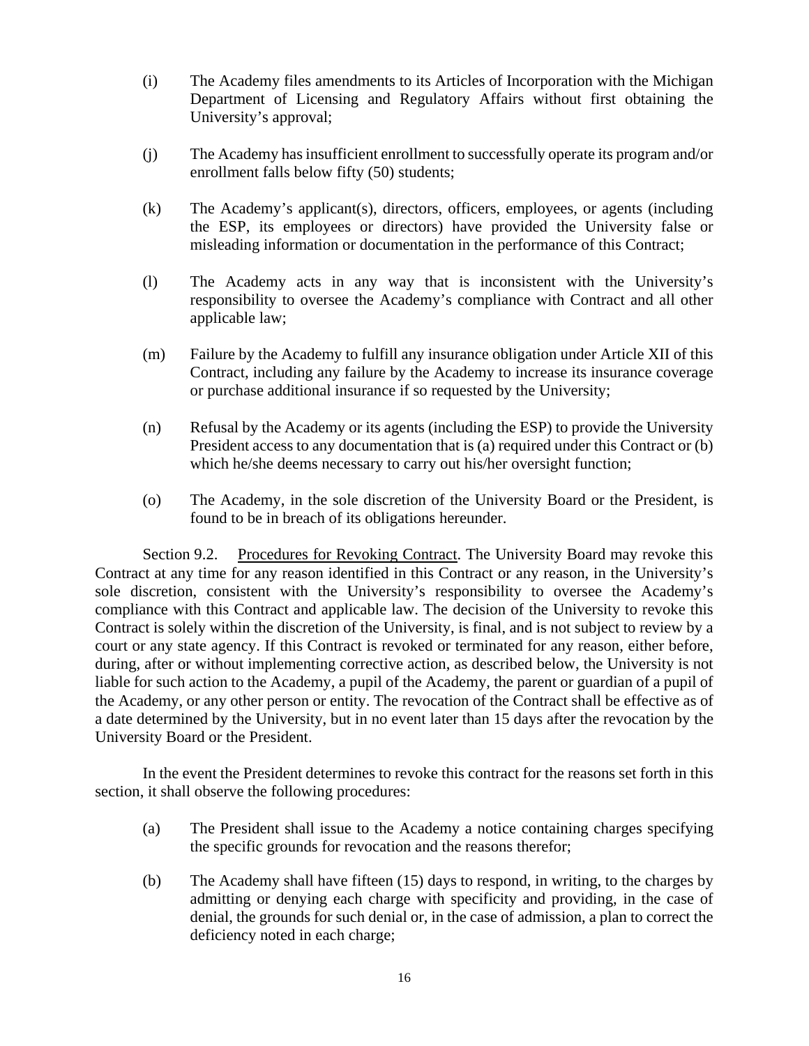(i) The Academy files amendments to its Articles of Incorporation with the Michigan Department of Licensing and Regulatory Affairs without first obtaining the University's approval;

(j) The Academy has insufficient enrollment to successfully operate its program and/or enrollment falls below fifty (50) students;

(k) The Academy's applicant(s), directors, officers, employees, or agents (including the ESP, its employees or directors) have provided the University false or misleading information or documentation in the performance of this Contract;

(l) The Academy acts in any way that is inconsistent with the University's responsibility to oversee the Academy's compliance with Contract and all other applicable law;

(m) Failure by the Academy to fulfill any insurance obligation under Article XII of this Contract, including any failure by the Academy to increase its insurance coverage or purchase additional insurance if so requested by the University;

(n) Refusal by the Academy or its agents (including the ESP) to provide the University President access to any documentation that is (a) required under this Contract or (b) which he/she deems necessary to carry out his/her oversight function;

(o) The Academy, in the sole discretion of the University Board or the President, is found to be in breach of its obligations hereunder.

Section 9.2. Procedures for Revoking Contract. The University Board may revoke this Contract at any time for any reason identified in this Contract or any reason, in the University's sole discretion, consistent with the University's responsibility to oversee the Academy's compliance with this Contract and applicable law. The decision of the University to revoke this Contract is solely within the discretion of the University, is final, and is not subject to review by a court or any state agency. If this Contract is revoked or terminated for any reason, either before, during, after or without implementing corrective action, as described below, the University is not liable for such action to the Academy, a pupil of the Academy, the parent or guardian of a pupil of the Academy, or any other person or entity. The revocation of the Contract shall be effective as of a date determined by the University, but in no event later than 15 days after the revocation by the University Board or the President.

In the event the President determines to revoke this contract for the reasons set forth in this section, it shall observe the following procedures:

(a) The President shall issue to the Academy a notice containing charges specifying the specific grounds for revocation and the reasons therefor;

(b) The Academy shall have fifteen (15) days to respond, in writing, to the charges by admitting or denying each charge with specificity and providing, in the case of denial, the grounds for such denial or, in the case of admission, a plan to correct the deficiency noted in each charge;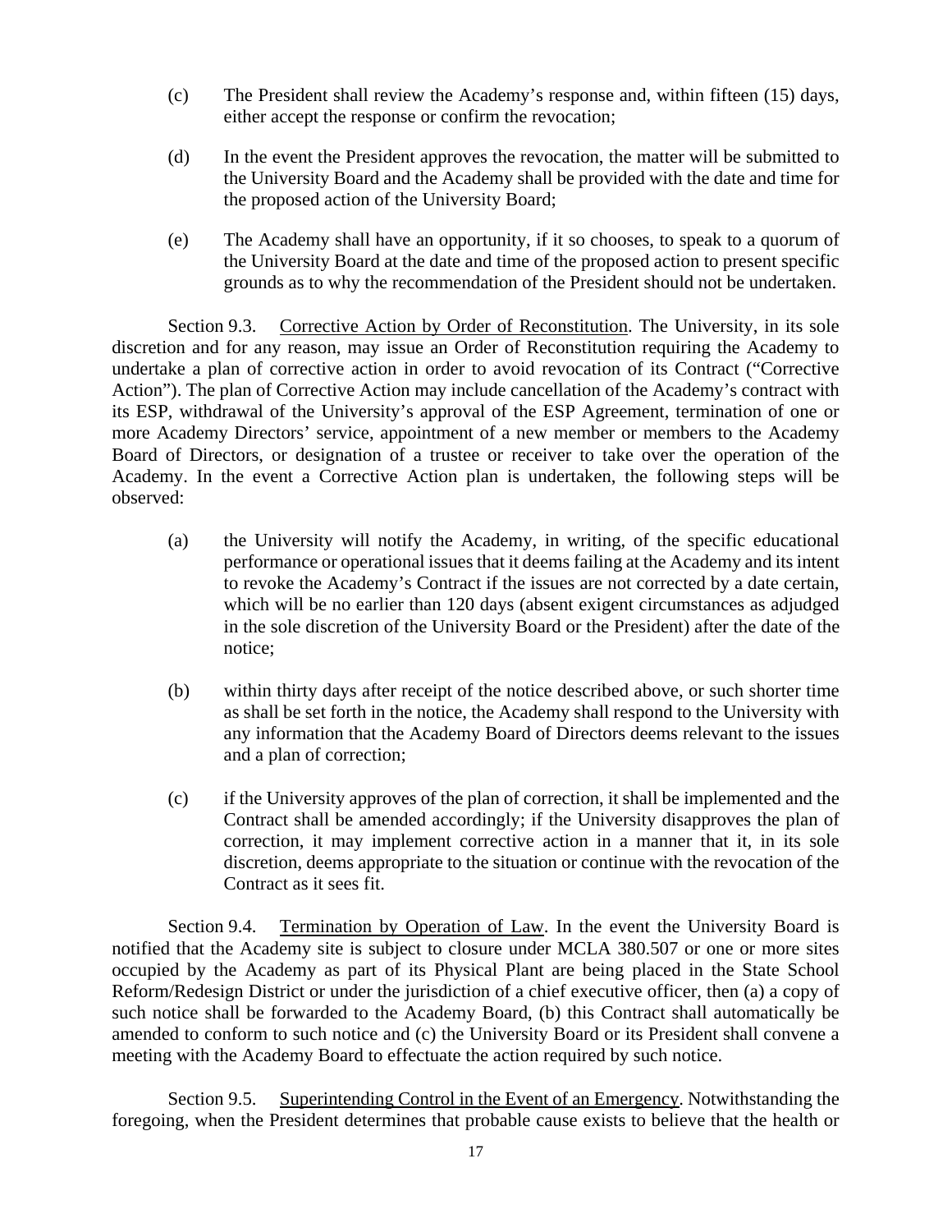(c) The President shall review the Academy's response and, within fifteen (15) days, either accept the response or confirm the revocation;

(d) In the event the President approves the revocation, the matter will be submitted to the University Board and the Academy shall be provided with the date and time for the proposed action of the University Board;

(e) The Academy shall have an opportunity, if it so chooses, to speak to a quorum of the University Board at the date and time of the proposed action to present specific grounds as to why the recommendation of the President should not be undertaken.

Section 9.3. Corrective Action by Order of Reconstitution. The University, in its sole discretion and for any reason, may issue an Order of Reconstitution requiring the Academy to undertake a plan of corrective action in order to avoid revocation of its Contract ("Corrective Action"). The plan of Corrective Action may include cancellation of the Academy's contract with its ESP, withdrawal of the University's approval of the ESP Agreement, termination of one or more Academy Directors' service, appointment of a new member or members to the Academy Board of Directors, or designation of a trustee or receiver to take over the operation of the Academy. In the event a Corrective Action plan is undertaken, the following steps will be observed:

(a) the University will notify the Academy, in writing, of the specific educational performance or operational issues that it deems failing at the Academy and its intent to revoke the Academy's Contract if the issues are not corrected by a date certain, which will be no earlier than 120 days (absent exigent circumstances as adjudged in the sole discretion of the University Board or the President) after the date of the notice;

(b) within thirty days after receipt of the notice described above, or such shorter time as shall be set forth in the notice, the Academy shall respond to the University with any information that the Academy Board of Directors deems relevant to the issues and a plan of correction;

(c) if the University approves of the plan of correction, it shall be implemented and the Contract shall be amended accordingly; if the University disapproves the plan of correction, it may implement corrective action in a manner that it, in its sole discretion, deems appropriate to the situation or continue with the revocation of the Contract as it sees fit.

Section 9.4. Termination by Operation of Law. In the event the University Board is notified that the Academy site is subject to closure under MCLA 380.507 or one or more sites occupied by the Academy as part of its Physical Plant are being placed in the State School Reform/Redesign District or under the jurisdiction of a chief executive officer, then (a) a copy of such notice shall be forwarded to the Academy Board, (b) this Contract shall automatically be amended to conform to such notice and (c) the University Board or its President shall convene a meeting with the Academy Board to effectuate the action required by such notice.

Section 9.5. Superintending Control in the Event of an Emergency. Notwithstanding the foregoing, when the President determines that probable cause exists to believe that the health or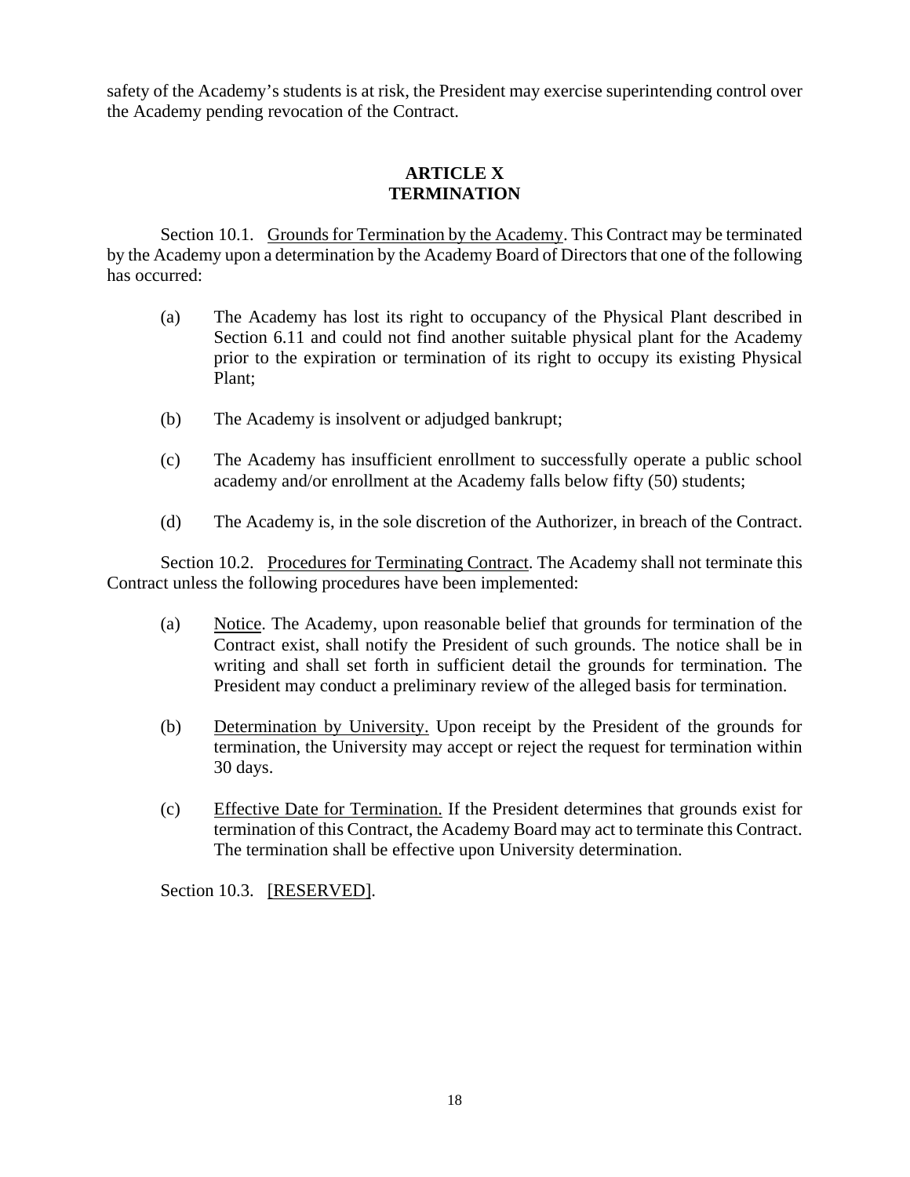safety of the Academy's students is at risk, the President may exercise superintending control over the Academy pending revocation of the Contract.

## ARTICLE X
## TERMINATION

Section 10.1. Grounds for Termination by the Academy. This Contract may be terminated by the Academy upon a determination by the Academy Board of Directors that one of the following has occurred:

(a) The Academy has lost its right to occupancy of the Physical Plant described in Section 6.11 and could not find another suitable physical plant for the Academy prior to the expiration or termination of its right to occupy its existing Physical Plant;

(b) The Academy is insolvent or adjudged bankrupt;

(c) The Academy has insufficient enrollment to successfully operate a public school academy and/or enrollment at the Academy falls below fifty (50) students;

(d) The Academy is, in the sole discretion of the Authorizer, in breach of the Contract.

Section 10.2. Procedures for Terminating Contract. The Academy shall not terminate this Contract unless the following procedures have been implemented:

(a) Notice. The Academy, upon reasonable belief that grounds for termination of the Contract exist, shall notify the President of such grounds. The notice shall be in writing and shall set forth in sufficient detail the grounds for termination. The President may conduct a preliminary review of the alleged basis for termination.

(b) Determination by University. Upon receipt by the President of the grounds for termination, the University may accept or reject the request for termination within 30 days.

(c) Effective Date for Termination. If the President determines that grounds exist for termination of this Contract, the Academy Board may act to terminate this Contract. The termination shall be effective upon University determination.

Section 10.3. [RESERVED].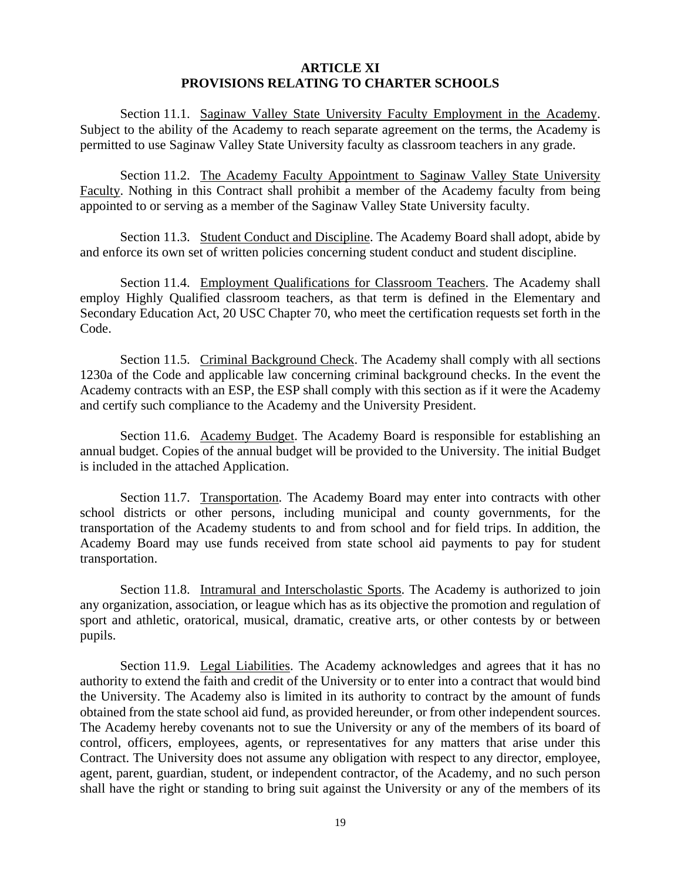## ARTICLE XI
## PROVISIONS RELATING TO CHARTER SCHOOLS

Section 11.1. Saginaw Valley State University Faculty Employment in the Academy. Subject to the ability of the Academy to reach separate agreement on the terms, the Academy is permitted to use Saginaw Valley State University faculty as classroom teachers in any grade.

Section 11.2. The Academy Faculty Appointment to Saginaw Valley State University Faculty. Nothing in this Contract shall prohibit a member of the Academy faculty from being appointed to or serving as a member of the Saginaw Valley State University faculty.

Section 11.3. Student Conduct and Discipline. The Academy Board shall adopt, abide by and enforce its own set of written policies concerning student conduct and student discipline.

Section 11.4. Employment Qualifications for Classroom Teachers. The Academy shall employ Highly Qualified classroom teachers, as that term is defined in the Elementary and Secondary Education Act, 20 USC Chapter 70, who meet the certification requests set forth in the Code.

Section 11.5. Criminal Background Check. The Academy shall comply with all sections 1230a of the Code and applicable law concerning criminal background checks. In the event the Academy contracts with an ESP, the ESP shall comply with this section as if it were the Academy and certify such compliance to the Academy and the University President.

Section 11.6. Academy Budget. The Academy Board is responsible for establishing an annual budget. Copies of the annual budget will be provided to the University. The initial Budget is included in the attached Application.

Section 11.7. Transportation. The Academy Board may enter into contracts with other school districts or other persons, including municipal and county governments, for the transportation of the Academy students to and from school and for field trips. In addition, the Academy Board may use funds received from state school aid payments to pay for student transportation.

Section 11.8. Intramural and Interscholastic Sports. The Academy is authorized to join any organization, association, or league which has as its objective the promotion and regulation of sport and athletic, oratorical, musical, dramatic, creative arts, or other contests by or between pupils.

Section 11.9. Legal Liabilities. The Academy acknowledges and agrees that it has no authority to extend the faith and credit of the University or to enter into a contract that would bind the University. The Academy also is limited in its authority to contract by the amount of funds obtained from the state school aid fund, as provided hereunder, or from other independent sources. The Academy hereby covenants not to sue the University or any of the members of its board of control, officers, employees, agents, or representatives for any matters that arise under this Contract. The University does not assume any obligation with respect to any director, employee, agent, parent, guardian, student, or independent contractor, of the Academy, and no such person shall have the right or standing to bring suit against the University or any of the members of its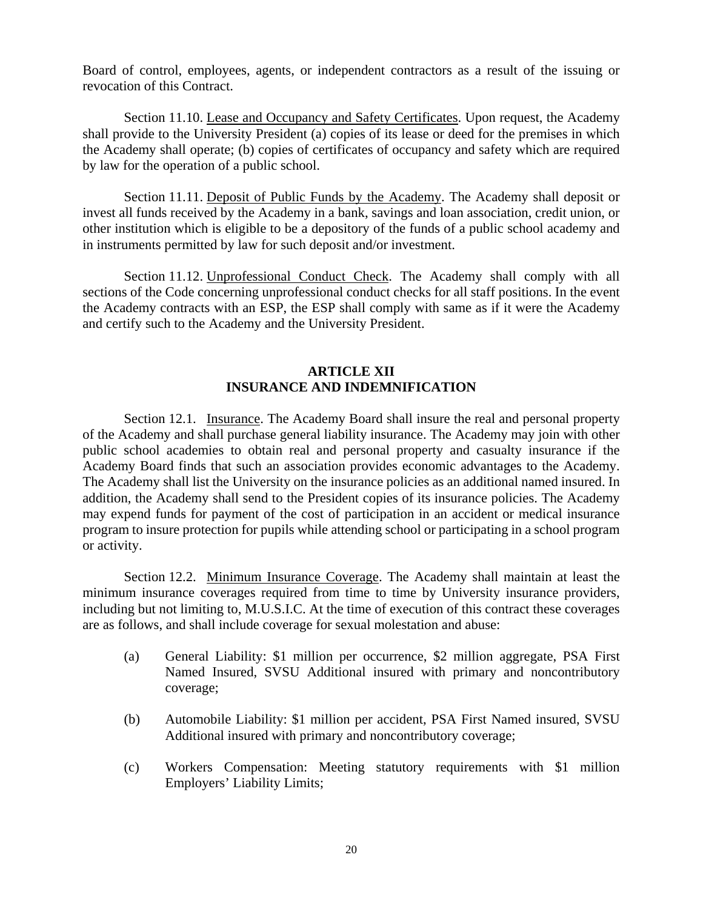Board of control, employees, agents, or independent contractors as a result of the issuing or revocation of this Contract.

Section 11.10. Lease and Occupancy and Safety Certificates. Upon request, the Academy shall provide to the University President (a) copies of its lease or deed for the premises in which the Academy shall operate; (b) copies of certificates of occupancy and safety which are required by law for the operation of a public school.

Section 11.11. Deposit of Public Funds by the Academy. The Academy shall deposit or invest all funds received by the Academy in a bank, savings and loan association, credit union, or other institution which is eligible to be a depository of the funds of a public school academy and in instruments permitted by law for such deposit and/or investment.

Section 11.12. Unprofessional Conduct Check. The Academy shall comply with all sections of the Code concerning unprofessional conduct checks for all staff positions. In the event the Academy contracts with an ESP, the ESP shall comply with same as if it were the Academy and certify such to the Academy and the University President.

## ARTICLE XII
## INSURANCE AND INDEMNIFICATION

Section 12.1. Insurance. The Academy Board shall insure the real and personal property of the Academy and shall purchase general liability insurance. The Academy may join with other public school academies to obtain real and personal property and casualty insurance if the Academy Board finds that such an association provides economic advantages to the Academy. The Academy shall list the University on the insurance policies as an additional named insured. In addition, the Academy shall send to the President copies of its insurance policies. The Academy may expend funds for payment of the cost of participation in an accident or medical insurance program to insure protection for pupils while attending school or participating in a school program or activity.

Section 12.2. Minimum Insurance Coverage. The Academy shall maintain at least the minimum insurance coverages required from time to time by University insurance providers, including but not limiting to, M.U.S.I.C. At the time of execution of this contract these coverages are as follows, and shall include coverage for sexual molestation and abuse:

(a) General Liability: $1 million per occurrence, $2 million aggregate, PSA First Named Insured, SVSU Additional insured with primary and noncontributory coverage;

(b) Automobile Liability: $1 million per accident, PSA First Named insured, SVSU Additional insured with primary and noncontributory coverage;

(c) Workers Compensation: Meeting statutory requirements with $1 million Employers' Liability Limits;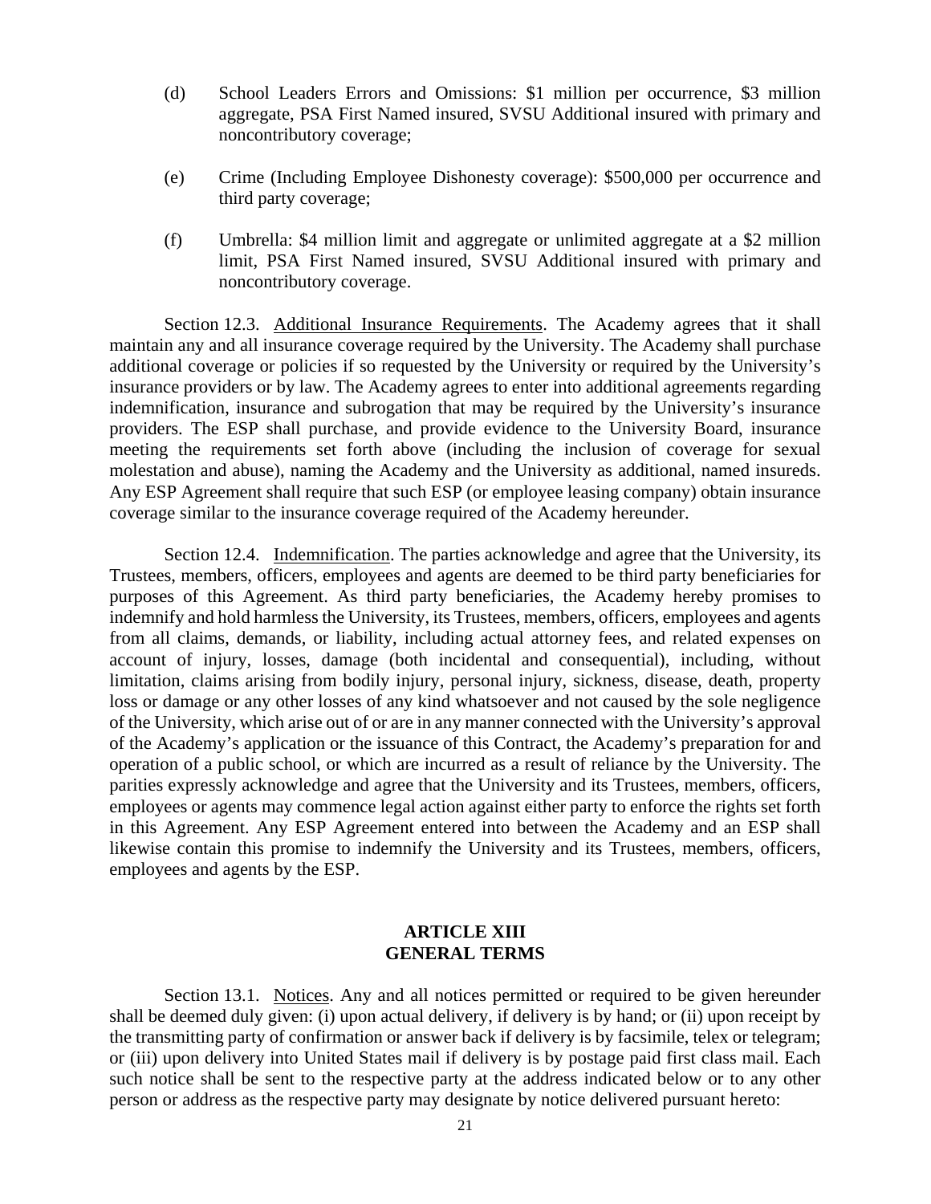(d) School Leaders Errors and Omissions: $1 million per occurrence, $3 million aggregate, PSA First Named insured, SVSU Additional insured with primary and noncontributory coverage;

(e) Crime (Including Employee Dishonesty coverage): $500,000 per occurrence and third party coverage;

(f) Umbrella: $4 million limit and aggregate or unlimited aggregate at a $2 million limit, PSA First Named insured, SVSU Additional insured with primary and noncontributory coverage.

Section 12.3. Additional Insurance Requirements. The Academy agrees that it shall maintain any and all insurance coverage required by the University. The Academy shall purchase additional coverage or policies if so requested by the University or required by the University's insurance providers or by law. The Academy agrees to enter into additional agreements regarding indemnification, insurance and subrogation that may be required by the University's insurance providers. The ESP shall purchase, and provide evidence to the University Board, insurance meeting the requirements set forth above (including the inclusion of coverage for sexual molestation and abuse), naming the Academy and the University as additional, named insureds. Any ESP Agreement shall require that such ESP (or employee leasing company) obtain insurance coverage similar to the insurance coverage required of the Academy hereunder.

Section 12.4. Indemnification. The parties acknowledge and agree that the University, its Trustees, members, officers, employees and agents are deemed to be third party beneficiaries for purposes of this Agreement. As third party beneficiaries, the Academy hereby promises to indemnify and hold harmless the University, its Trustees, members, officers, employees and agents from all claims, demands, or liability, including actual attorney fees, and related expenses on account of injury, losses, damage (both incidental and consequential), including, without limitation, claims arising from bodily injury, personal injury, sickness, disease, death, property loss or damage or any other losses of any kind whatsoever and not caused by the sole negligence of the University, which arise out of or are in any manner connected with the University's approval of the Academy's application or the issuance of this Contract, the Academy's preparation for and operation of a public school, or which are incurred as a result of reliance by the University. The parities expressly acknowledge and agree that the University and its Trustees, members, officers, employees or agents may commence legal action against either party to enforce the rights set forth in this Agreement. Any ESP Agreement entered into between the Academy and an ESP shall likewise contain this promise to indemnify the University and its Trustees, members, officers, employees and agents by the ESP.

## ARTICLE XIII
## GENERAL TERMS

Section 13.1. Notices. Any and all notices permitted or required to be given hereunder shall be deemed duly given: (i) upon actual delivery, if delivery is by hand; or (ii) upon receipt by the transmitting party of confirmation or answer back if delivery is by facsimile, telex or telegram; or (iii) upon delivery into United States mail if delivery is by postage paid first class mail. Each such notice shall be sent to the respective party at the address indicated below or to any other person or address as the respective party may designate by notice delivered pursuant hereto: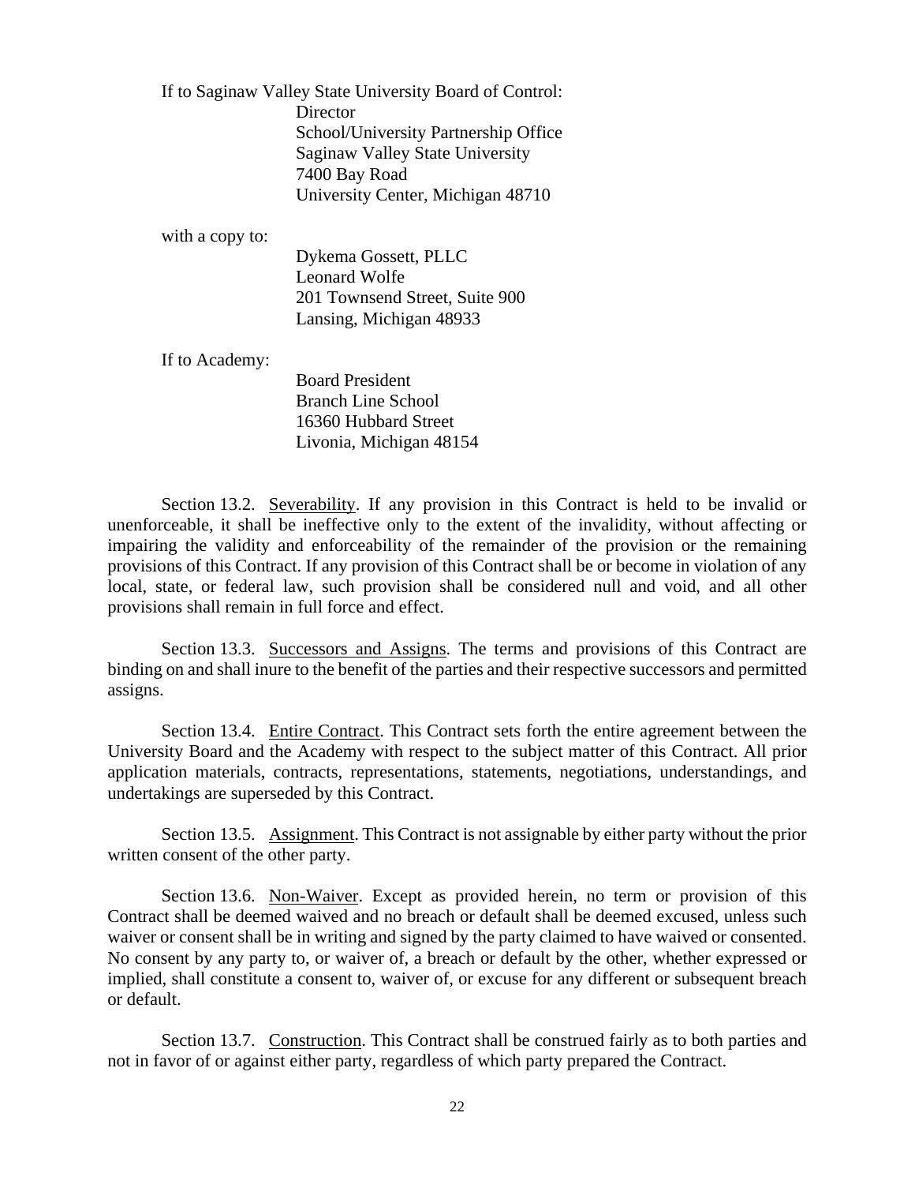If to Saginaw Valley State University Board of Control:

Director
School/University Partnership Office
Saginaw Valley State University
7400 Bay Road
University Center, Michigan 48710

with a copy to:

Dykema Gossett, PLLC
Leonard Wolfe
201 Townsend Street, Suite 900
Lansing, Michigan 48933

If to Academy:

Board President
Branch Line School
16360 Hubbard Street
Livonia, Michigan 48154

Section 13.2. Severability. If any provision in this Contract is held to be invalid or unenforceable, it shall be ineffective only to the extent of the invalidity, without affecting or impairing the validity and enforceability of the remainder of the provision or the remaining provisions of this Contract. If any provision of this Contract shall be or become in violation of any local, state, or federal law, such provision shall be considered null and void, and all other provisions shall remain in full force and effect.

Section 13.3. Successors and Assigns. The terms and provisions of this Contract are binding on and shall inure to the benefit of the parties and their respective successors and permitted assigns.

Section 13.4. Entire Contract. This Contract sets forth the entire agreement between the University Board and the Academy with respect to the subject matter of this Contract. All prior application materials, contracts, representations, statements, negotiations, understandings, and undertakings are superseded by this Contract.

Section 13.5. Assignment. This Contract is not assignable by either party without the prior written consent of the other party.

Section 13.6. Non-Waiver. Except as provided herein, no term or provision of this Contract shall be deemed waived and no breach or default shall be deemed excused, unless such waiver or consent shall be in writing and signed by the party claimed to have waived or consented. No consent by any party to, or waiver of, a breach or default by the other, whether expressed or implied, shall constitute a consent to, waiver of, or excuse for any different or subsequent breach or default.

Section 13.7. Construction. This Contract shall be construed fairly as to both parties and not in favor of or against either party, regardless of which party prepared the Contract.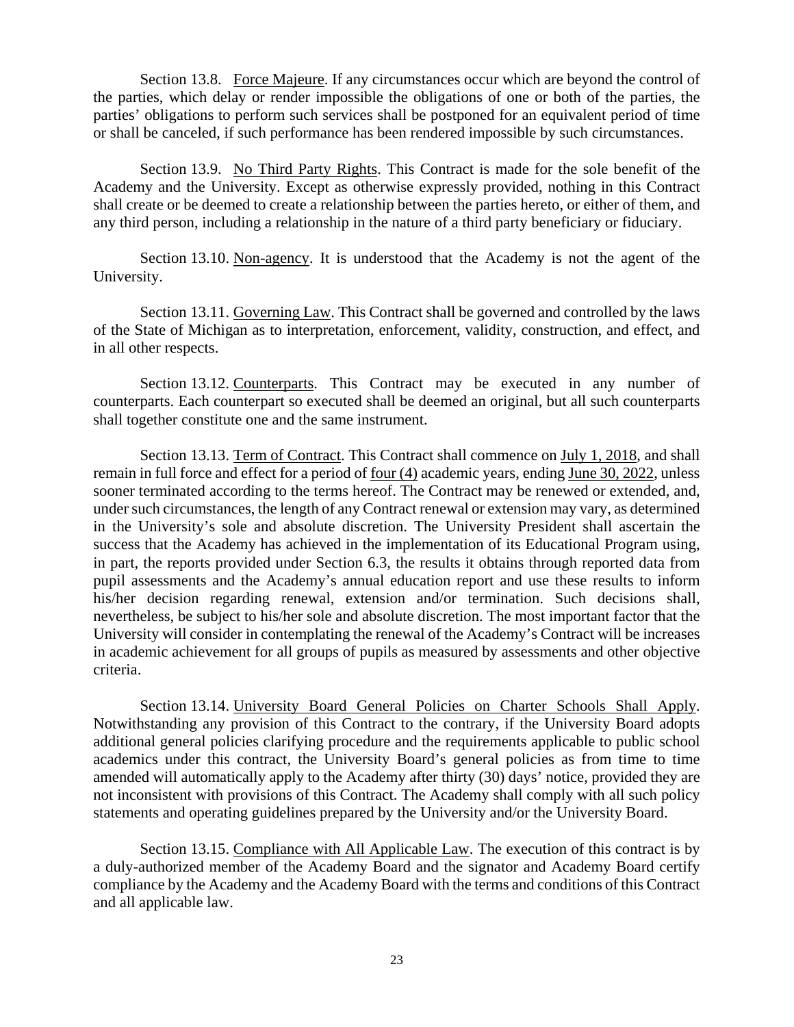Section 13.8. Force Majeure. If any circumstances occur which are beyond the control of the parties, which delay or render impossible the obligations of one or both of the parties, the parties' obligations to perform such services shall be postponed for an equivalent period of time or shall be canceled, if such performance has been rendered impossible by such circumstances.

Section 13.9. No Third Party Rights. This Contract is made for the sole benefit of the Academy and the University. Except as otherwise expressly provided, nothing in this Contract shall create or be deemed to create a relationship between the parties hereto, or either of them, and any third person, including a relationship in the nature of a third party beneficiary or fiduciary.

Section 13.10. Non-agency. It is understood that the Academy is not the agent of the University.

Section 13.11. Governing Law. This Contract shall be governed and controlled by the laws of the State of Michigan as to interpretation, enforcement, validity, construction, and effect, and in all other respects.

Section 13.12. Counterparts. This Contract may be executed in any number of counterparts. Each counterpart so executed shall be deemed an original, but all such counterparts shall together constitute one and the same instrument.

Section 13.13. Term of Contract. This Contract shall commence on July 1, 2018, and shall remain in full force and effect for a period of four (4) academic years, ending June 30, 2022, unless sooner terminated according to the terms hereof. The Contract may be renewed or extended, and, under such circumstances, the length of any Contract renewal or extension may vary, as determined in the University's sole and absolute discretion. The University President shall ascertain the success that the Academy has achieved in the implementation of its Educational Program using, in part, the reports provided under Section 6.3, the results it obtains through reported data from pupil assessments and the Academy's annual education report and use these results to inform his/her decision regarding renewal, extension and/or termination. Such decisions shall, nevertheless, be subject to his/her sole and absolute discretion. The most important factor that the University will consider in contemplating the renewal of the Academy's Contract will be increases in academic achievement for all groups of pupils as measured by assessments and other objective criteria.

Section 13.14. University Board General Policies on Charter Schools Shall Apply. Notwithstanding any provision of this Contract to the contrary, if the University Board adopts additional general policies clarifying procedure and the requirements applicable to public school academics under this contract, the University Board's general policies as from time to time amended will automatically apply to the Academy after thirty (30) days' notice, provided they are not inconsistent with provisions of this Contract. The Academy shall comply with all such policy statements and operating guidelines prepared by the University and/or the University Board.

Section 13.15. Compliance with All Applicable Law. The execution of this contract is by a duly-authorized member of the Academy Board and the signator and Academy Board certify compliance by the Academy and the Academy Board with the terms and conditions of this Contract and all applicable law.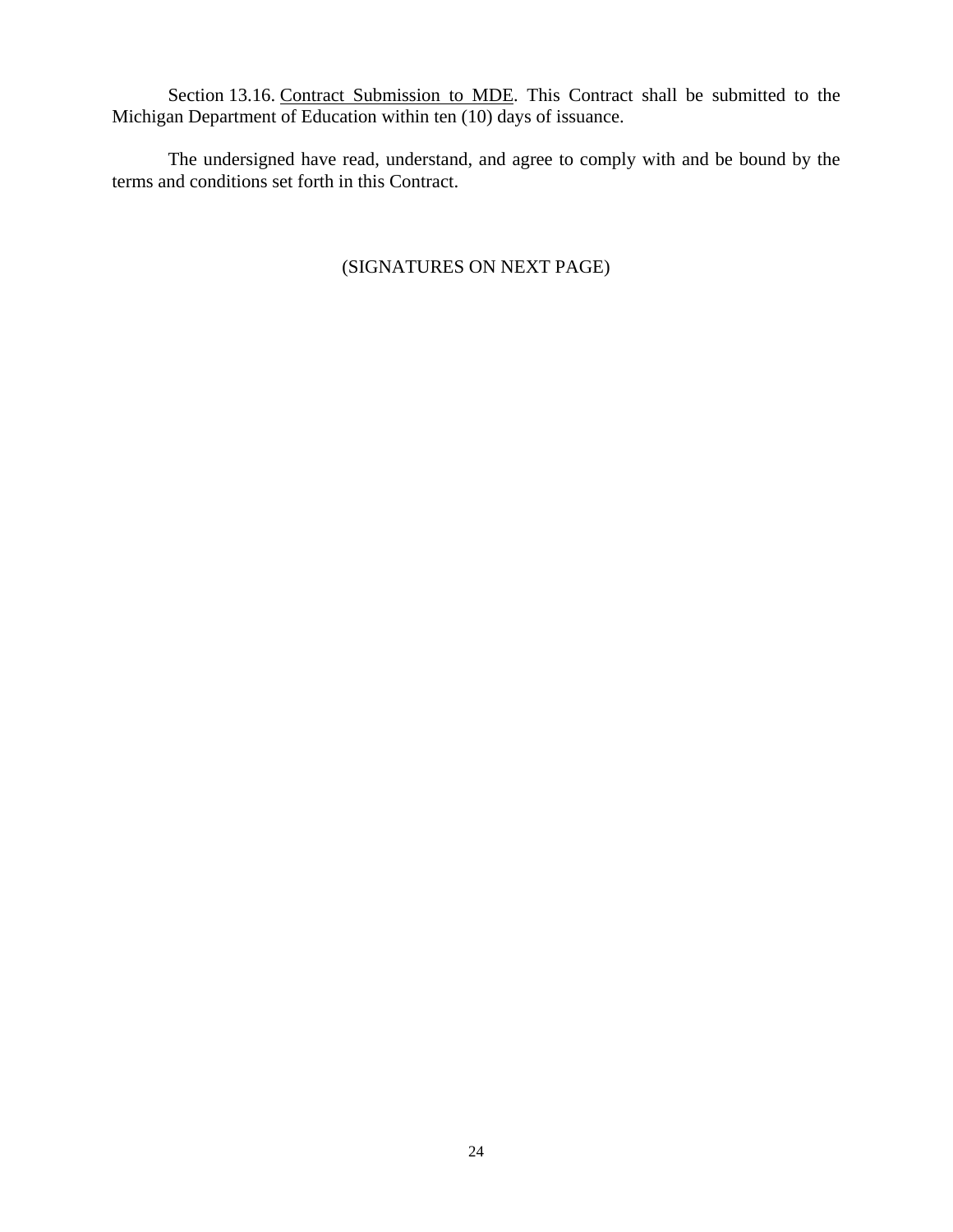Section 13.16. <u>Contract Submission to MDE</u>. This Contract shall be submitted to the Michigan Department of Education within ten (10) days of issuance.

The undersigned have read, understand, and agree to comply with and be bound by the terms and conditions set forth in this Contract.

(SIGNATURES ON NEXT PAGE)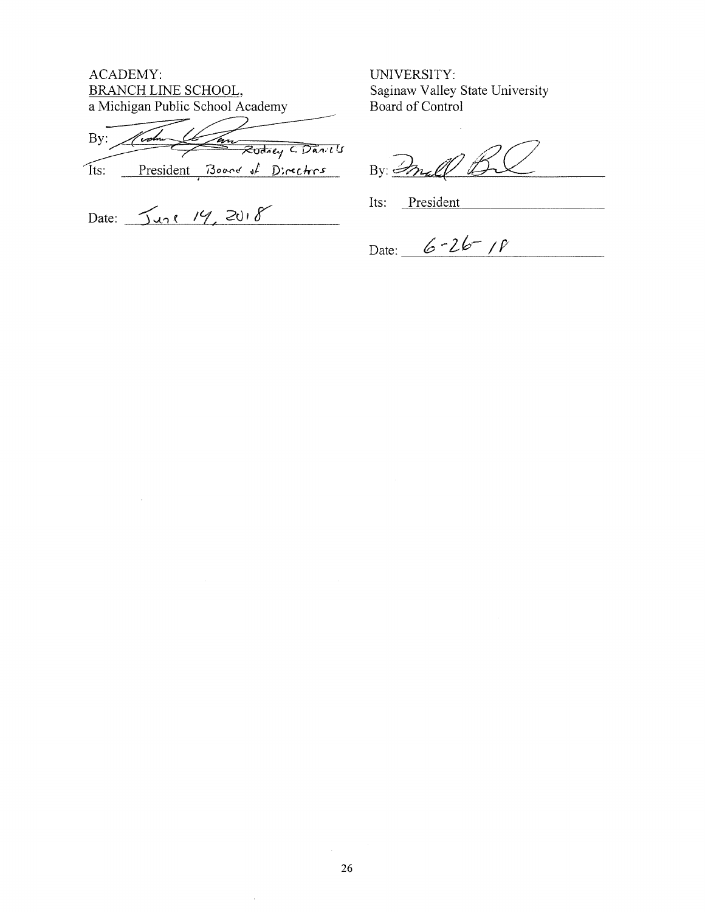ACADEMY:
BRANCH LINE SCHOOL,
a Michigan Public School Academy

By: Rodney C. Daniels

Its: President Board of Directors

Date: June 14, 2018

UNIVERSITY:
Saginaw Valley State University
Board of Control

By:

Its: President

Date: 6-26-18